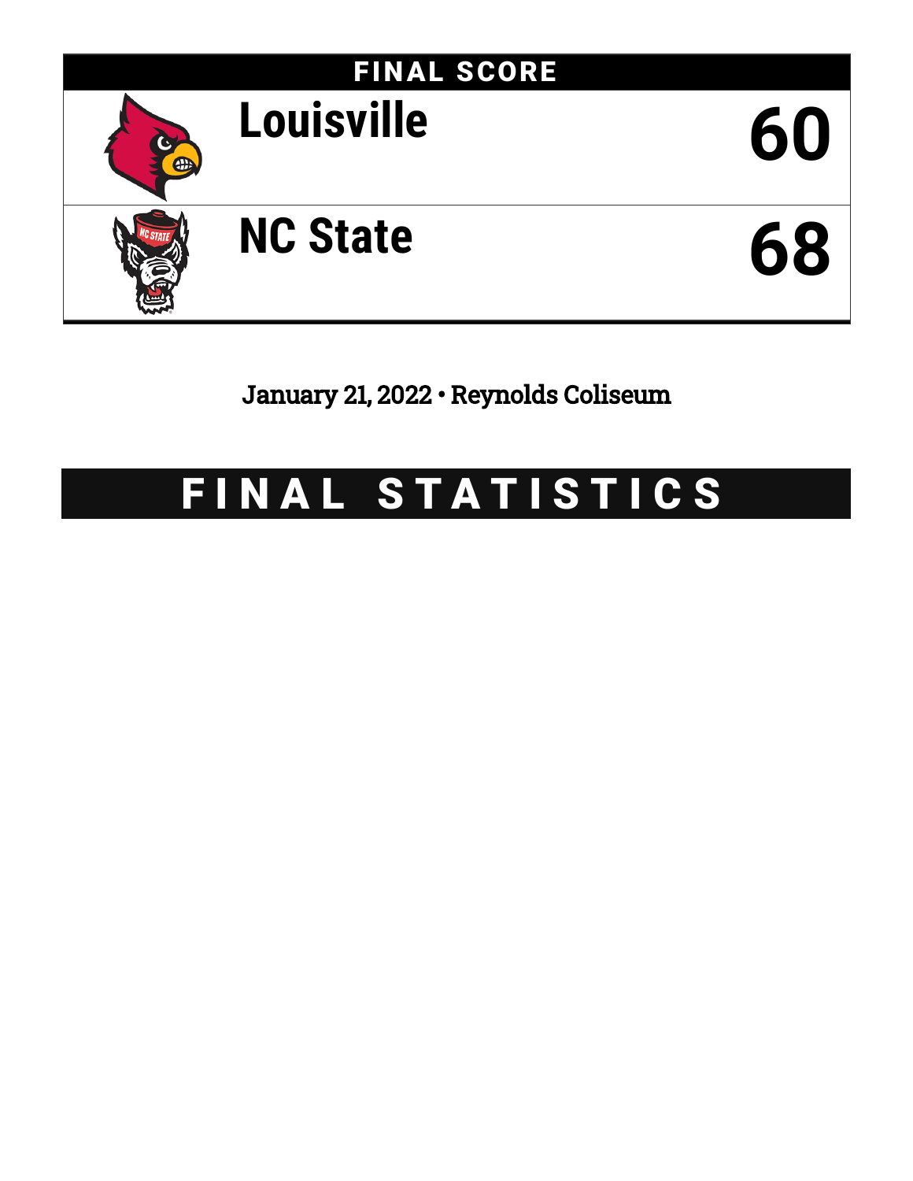## FINAL SCORE

| Team | Score |
| --- | --- |
| Louisville | 60 |
| NC State | 68 |

January 21, 2022 • Reynolds Coliseum

# FINAL STATISTICS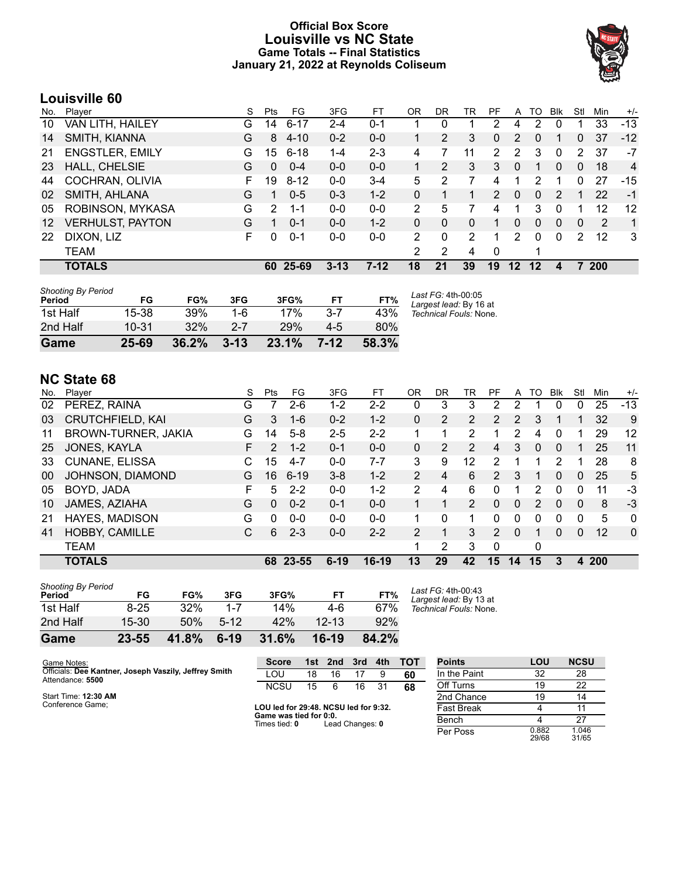# Official Box Score
## Louisville vs NC State
### Game Totals -- Final Statistics
### January 21, 2022 at Reynolds Coliseum

## Louisville 60

| No. | Player | S | Pts | FG | 3FG | FT | OR | DR | TR | PF | A | TO | Blk | Stl | Min | +/- |
|---|---|---|---|---|---|---|---|---|---|---|---|---|---|---|---|---|
| 10 | VAN LITH, HAILEY | G | 14 | 6-17 | 2-4 | 0-1 | 1 | 0 | 1 | 2 | 4 | 2 | 0 | 1 | 33 | -13 |
| 14 | SMITH, KIANNA | G | 8 | 4-10 | 0-2 | 0-0 | 1 | 2 | 3 | 0 | 2 | 0 | 1 | 0 | 37 | -12 |
| 21 | ENGSTLER, EMILY | G | 15 | 6-18 | 1-4 | 2-3 | 4 | 7 | 11 | 2 | 2 | 3 | 0 | 2 | 37 | -7 |
| 23 | HALL, CHELSIE | G | 0 | 0-4 | 0-0 | 0-0 | 1 | 2 | 3 | 3 | 0 | 1 | 0 | 0 | 18 | 4 |
| 44 | COCHRAN, OLIVIA | F | 19 | 8-12 | 0-0 | 3-4 | 5 | 2 | 7 | 4 | 1 | 2 | 1 | 0 | 27 | -15 |
| 02 | SMITH, AHLANA | G | 1 | 0-5 | 0-3 | 1-2 | 0 | 1 | 1 | 2 | 0 | 0 | 2 | 1 | 22 | -1 |
| 05 | ROBINSON, MYKASA | G | 2 | 1-1 | 0-0 | 0-0 | 2 | 5 | 7 | 4 | 1 | 3 | 0 | 1 | 12 | 12 |
| 12 | VERHULST, PAYTON | G | 1 | 0-1 | 0-0 | 1-2 | 0 | 0 | 0 | 1 | 0 | 0 | 0 | 0 | 2 | 1 |
| 22 | DIXON, LIZ | F | 0 | 0-1 | 0-0 | 0-0 | 2 | 0 | 2 | 1 | 2 | 0 | 0 | 2 | 12 | 3 |
| | TEAM | | | | | | 2 | 2 | 4 | 0 | | 1 | | | | |
| | **TOTALS** | | **60** | **25-69** | **3-13** | **7-12** | **18** | **21** | **39** | **19** | **12** | **12** | **4** | **7** | **200** | |

| Shooting By Period Period | FG | FG% | 3FG | 3FG% | FT | FT% |
|---|---|---|---|---|---|---|
| 1st Half | 15-38 | 39% | 1-6 | 17% | 3-7 | 43% |
| 2nd Half | 10-31 | 32% | 2-7 | 29% | 4-5 | 80% |
| **Game** | **25-69** | **36.2%** | **3-13** | **23.1%** | **7-12** | **58.3%** |

*Last FG:* 4th-00:05
*Largest lead:* By 16 at
*Technical Fouls:* None.

## NC State 68

| No. | Player | S | Pts | FG | 3FG | FT | OR | DR | TR | PF | A | TO | Blk | Stl | Min | +/- |
|---|---|---|---|---|---|---|---|---|---|---|---|---|---|---|---|---|
| 02 | PEREZ, RAINA | G | 7 | 2-6 | 1-2 | 2-2 | 0 | 3 | 3 | 2 | 2 | 1 | 0 | 0 | 25 | -13 |
| 03 | CRUTCHFIELD, KAI | G | 3 | 1-6 | 0-2 | 1-2 | 0 | 2 | 2 | 2 | 2 | 3 | 1 | 1 | 32 | 9 |
| 11 | BROWN-TURNER, JAKIA | G | 14 | 5-8 | 2-5 | 2-2 | 1 | 1 | 2 | 1 | 2 | 4 | 0 | 1 | 29 | 12 |
| 25 | JONES, KAYLA | F | 2 | 1-2 | 0-1 | 0-0 | 0 | 2 | 2 | 4 | 3 | 0 | 0 | 1 | 25 | 11 |
| 33 | CUNANE, ELISSA | C | 15 | 4-7 | 0-0 | 7-7 | 3 | 9 | 12 | 2 | 1 | 1 | 2 | 1 | 28 | 8 |
| 00 | JOHNSON, DIAMOND | G | 16 | 6-19 | 3-8 | 1-2 | 2 | 4 | 6 | 2 | 3 | 1 | 0 | 0 | 25 | 5 |
| 05 | BOYD, JADA | F | 5 | 2-2 | 0-0 | 1-2 | 2 | 4 | 6 | 0 | 1 | 2 | 0 | 0 | 11 | -3 |
| 10 | JAMES, AZIAHA | G | 0 | 0-2 | 0-1 | 0-0 | 1 | 1 | 2 | 0 | 0 | 2 | 0 | 0 | 8 | -3 |
| 21 | HAYES, MADISON | G | 0 | 0-0 | 0-0 | 0-0 | 1 | 0 | 1 | 0 | 0 | 0 | 0 | 0 | 5 | 0 |
| 41 | HOBBY, CAMILLE | C | 6 | 2-3 | 0-0 | 2-2 | 2 | 1 | 3 | 2 | 0 | 1 | 0 | 0 | 12 | 0 |
| | TEAM | | | | | | 1 | 2 | 3 | 0 | | 0 | | | | |
| | **TOTALS** | | **68** | **23-55** | **6-19** | **16-19** | **13** | **29** | **42** | **15** | **14** | **15** | **3** | **4** | **200** | |

| Shooting By Period Period | FG | FG% | 3FG | 3FG% | FT | FT% |
|---|---|---|---|---|---|---|
| 1st Half | 8-25 | 32% | 1-7 | 14% | 4-6 | 67% |
| 2nd Half | 15-30 | 50% | 5-12 | 42% | 12-13 | 92% |
| **Game** | **23-55** | **41.8%** | **6-19** | **31.6%** | **16-19** | **84.2%** |

*Last FG:* 4th-00:43
*Largest lead:* By 13 at
*Technical Fouls:* None.

Game Notes:
Officials: **Dee Kantner, Joseph Vaszily, Jeffrey Smith**
Attendance: **5500**

Start Time: **12:30 AM**
Conference Game;

| Score | 1st | 2nd | 3rd | 4th | TOT |
|---|---|---|---|---|---|
| LOU | 18 | 16 | 17 | 9 | **60** |
| NCSU | 15 | 6 | 16 | 31 | **68** |

**LOU led for 29:48. NCSU led for 9:32.**
**Game was tied for 0:0.**
Times tied: **0** Lead Changes: **0**

| Points | LOU | NCSU |
|---|---|---|
| In the Paint | 32 | 28 |
| Off Turns | 19 | 22 |
| 2nd Chance | 19 | 14 |
| Fast Break | 4 | 11 |
| Bench | 4 | 27 |
| Per Poss | 0.882 29/68 | 1.046 31/65 |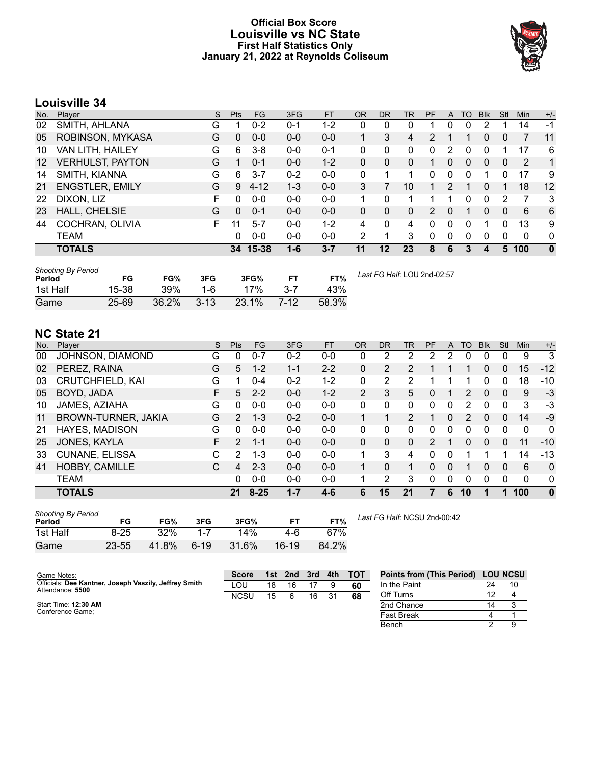# Official Box Score
# Louisville vs NC State
## First Half Statistics Only
## January 21, 2022 at Reynolds Coliseum

## Louisville 34

| No. | Player | S | Pts | FG | 3FG | FT | OR | DR | TR | PF | A | TO | Blk | Stl | Min | +/- |
|---|---|---|---|---|---|---|---|---|---|---|---|---|---|---|---|---|
| 02 | SMITH, AHLANA | G | 1 | 0-2 | 0-1 | 1-2 | 0 | 0 | 0 | 1 | 0 | 0 | 2 | 1 | 14 | -1 |
| 05 | ROBINSON, MYKASA | G | 0 | 0-0 | 0-0 | 0-0 | 1 | 3 | 4 | 2 | 1 | 1 | 0 | 0 | 7 | 11 |
| 10 | VAN LITH, HAILEY | G | 6 | 3-8 | 0-0 | 0-1 | 0 | 0 | 0 | 0 | 2 | 0 | 0 | 1 | 17 | 6 |
| 12 | VERHULST, PAYTON | G | 1 | 0-1 | 0-0 | 1-2 | 0 | 0 | 0 | 1 | 0 | 0 | 0 | 0 | 2 | 1 |
| 14 | SMITH, KIANNA | G | 6 | 3-7 | 0-2 | 0-0 | 0 | 1 | 1 | 0 | 0 | 0 | 1 | 0 | 17 | 9 |
| 21 | ENGSTLER, EMILY | G | 9 | 4-12 | 1-3 | 0-0 | 3 | 7 | 10 | 1 | 2 | 1 | 0 | 1 | 18 | 12 |
| 22 | DIXON, LIZ | F | 0 | 0-0 | 0-0 | 0-0 | 1 | 0 | 1 | 1 | 1 | 0 | 0 | 2 | 7 | 3 |
| 23 | HALL, CHELSIE | G | 0 | 0-1 | 0-0 | 0-0 | 0 | 0 | 0 | 2 | 0 | 1 | 0 | 0 | 6 | 6 |
| 44 | COCHRAN, OLIVIA | F | 11 | 5-7 | 0-0 | 1-2 | 4 | 0 | 4 | 0 | 0 | 0 | 1 | 0 | 13 | 9 |
| | TEAM | | 0 | 0-0 | 0-0 | 0-0 | 2 | 1 | 3 | 0 | 0 | 0 | 0 | 0 | 0 | 0 |
| | **TOTALS** | | **34** | **15-38** | **1-6** | **3-7** | **11** | **12** | **23** | **8** | **6** | **3** | **4** | **5** | **100** | **0** |

*Shooting By Period*

| Period | FG | FG% | 3FG | 3FG% | FT | FT% |
|---|---|---|---|---|---|---|
| 1st Half | 15-38 | 39% | 1-6 | 17% | 3-7 | 43% |
| Game | 25-69 | 36.2% | 3-13 | 23.1% | 7-12 | 58.3% |

*Last FG Half:* LOU 2nd-02:57

## NC State 21

| No. | Player | S | Pts | FG | 3FG | FT | OR | DR | TR | PF | A | TO | Blk | Stl | Min | +/- |
|---|---|---|---|---|---|---|---|---|---|---|---|---|---|---|---|---|
| 00 | JOHNSON, DIAMOND | G | 0 | 0-7 | 0-2 | 0-0 | 0 | 2 | 2 | 2 | 2 | 0 | 0 | 0 | 9 | 3 |
| 02 | PEREZ, RAINA | G | 5 | 1-2 | 1-1 | 2-2 | 0 | 2 | 2 | 1 | 1 | 1 | 0 | 0 | 15 | -12 |
| 03 | CRUTCHFIELD, KAI | G | 1 | 0-4 | 0-2 | 1-2 | 0 | 2 | 2 | 1 | 1 | 1 | 0 | 0 | 18 | -10 |
| 05 | BOYD, JADA | F | 5 | 2-2 | 0-0 | 1-2 | 2 | 3 | 5 | 0 | 1 | 2 | 0 | 0 | 9 | -3 |
| 10 | JAMES, AZIAHA | G | 0 | 0-0 | 0-0 | 0-0 | 0 | 0 | 0 | 0 | 0 | 2 | 0 | 0 | 3 | -3 |
| 11 | BROWN-TURNER, JAKIA | G | 2 | 1-3 | 0-2 | 0-0 | 1 | 1 | 2 | 1 | 0 | 2 | 0 | 0 | 14 | -9 |
| 21 | HAYES, MADISON | G | 0 | 0-0 | 0-0 | 0-0 | 0 | 0 | 0 | 0 | 0 | 0 | 0 | 0 | 0 | 0 |
| 25 | JONES, KAYLA | F | 2 | 1-1 | 0-0 | 0-0 | 0 | 0 | 0 | 2 | 1 | 0 | 0 | 0 | 11 | -10 |
| 33 | CUNANE, ELISSA | C | 2 | 1-3 | 0-0 | 0-0 | 1 | 3 | 4 | 0 | 0 | 1 | 1 | 1 | 14 | -13 |
| 41 | HOBBY, CAMILLE | C | 4 | 2-3 | 0-0 | 0-0 | 1 | 0 | 1 | 0 | 0 | 1 | 0 | 0 | 6 | 0 |
| | TEAM | | 0 | 0-0 | 0-0 | 0-0 | 1 | 2 | 3 | 0 | 0 | 0 | 0 | 0 | 0 | 0 |
| | **TOTALS** | | **21** | **8-25** | **1-7** | **4-6** | **6** | **15** | **21** | **7** | **6** | **10** | **1** | **1** | **100** | **0** |

*Shooting By Period*

| Period | FG | FG% | 3FG | 3FG% | FT | FT% |
|---|---|---|---|---|---|---|
| 1st Half | 8-25 | 32% | 1-7 | 14% | 4-6 | 67% |
| Game | 23-55 | 41.8% | 6-19 | 31.6% | 16-19 | 84.2% |

*Last FG Half:* NCSU 2nd-00:42

Game Notes:
Officials: **Dee Kantner, Joseph Vaszily, Jeffrey Smith**
Attendance: **5500**

Start Time: **12:30 AM**
Conference Game;

| Score | 1st | 2nd | 3rd | 4th | TOT |
|---|---|---|---|---|---|
| LOU | 18 | 16 | 17 | 9 | **60** |
| NCSU | 15 | 6 | 16 | 31 | **68** |

| Points from (This Period) | LOU | NCSU |
|---|---|---|
| In the Paint | 24 | 10 |
| Off Turns | 12 | 4 |
| 2nd Chance | 14 | 3 |
| Fast Break | 4 | 1 |
| Bench | 2 | 9 |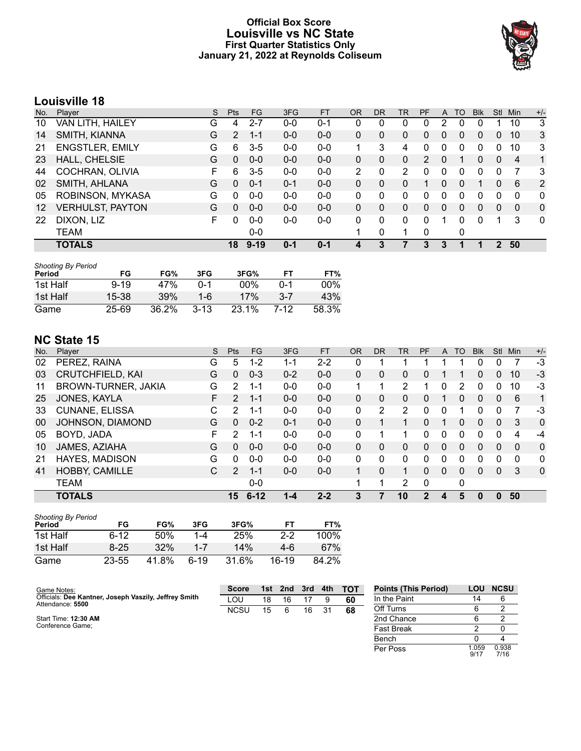# Official Box Score
## Louisville vs NC State
### First Quarter Statistics Only
### January 21, 2022 at Reynolds Coliseum

## Louisville 18

| No. | Player | S | Pts | FG | 3FG | FT | OR | DR | TR | PF | A | TO | Blk | Stl | Min | +/- |
|---|---|---|---|---|---|---|---|---|---|---|---|---|---|---|---|---|
| 10 | VAN LITH, HAILEY | G | 4 | 2-7 | 0-0 | 0-1 | 0 | 0 | 0 | 0 | 2 | 0 | 0 | 1 | 10 | 3 |
| 14 | SMITH, KIANNA | G | 2 | 1-1 | 0-0 | 0-0 | 0 | 0 | 0 | 0 | 0 | 0 | 0 | 0 | 10 | 3 |
| 21 | ENGSTLER, EMILY | G | 6 | 3-5 | 0-0 | 0-0 | 1 | 3 | 4 | 0 | 0 | 0 | 0 | 0 | 10 | 3 |
| 23 | HALL, CHELSIE | G | 0 | 0-0 | 0-0 | 0-0 | 0 | 0 | 0 | 2 | 0 | 1 | 0 | 0 | 4 | 1 |
| 44 | COCHRAN, OLIVIA | F | 6 | 3-5 | 0-0 | 0-0 | 2 | 0 | 2 | 0 | 0 | 0 | 0 | 0 | 7 | 3 |
| 02 | SMITH, AHLANA | G | 0 | 0-1 | 0-1 | 0-0 | 0 | 0 | 0 | 1 | 0 | 0 | 1 | 0 | 6 | 2 |
| 05 | ROBINSON, MYKASA | G | 0 | 0-0 | 0-0 | 0-0 | 0 | 0 | 0 | 0 | 0 | 0 | 0 | 0 | 0 | 0 |
| 12 | VERHULST, PAYTON | G | 0 | 0-0 | 0-0 | 0-0 | 0 | 0 | 0 | 0 | 0 | 0 | 0 | 0 | 0 | 0 |
| 22 | DIXON, LIZ | F | 0 | 0-0 | 0-0 | 0-0 | 0 | 0 | 0 | 0 | 1 | 0 | 0 | 1 | 3 | 0 |
| | TEAM | | | 0-0 | | | 1 | 0 | 1 | 0 | | 0 | | | | |
| | **TOTALS** | | **18** | **9-19** | **0-1** | **0-1** | **4** | **3** | **7** | **3** | **3** | **1** | **1** | **2** | **50** | |

*Shooting By Period*

| Period | FG | FG% | 3FG | 3FG% | FT | FT% |
|---|---|---|---|---|---|---|
| 1st Half | 9-19 | 47% | 0-1 | 00% | 0-1 | 00% |
| 1st Half | 15-38 | 39% | 1-6 | 17% | 3-7 | 43% |
| Game | 25-69 | 36.2% | 3-13 | 23.1% | 7-12 | 58.3% |

## NC State 15

| No. | Player | S | Pts | FG | 3FG | FT | OR | DR | TR | PF | A | TO | Blk | Stl | Min | +/- |
|---|---|---|---|---|---|---|---|---|---|---|---|---|---|---|---|---|
| 02 | PEREZ, RAINA | G | 5 | 1-2 | 1-1 | 2-2 | 0 | 1 | 1 | 1 | 1 | 1 | 0 | 0 | 7 | -3 |
| 03 | CRUTCHFIELD, KAI | G | 0 | 0-3 | 0-2 | 0-0 | 0 | 0 | 0 | 0 | 1 | 1 | 0 | 0 | 10 | -3 |
| 11 | BROWN-TURNER, JAKIA | G | 2 | 1-1 | 0-0 | 0-0 | 1 | 1 | 2 | 1 | 0 | 2 | 0 | 0 | 10 | -3 |
| 25 | JONES, KAYLA | F | 2 | 1-1 | 0-0 | 0-0 | 0 | 0 | 0 | 0 | 1 | 0 | 0 | 0 | 6 | 1 |
| 33 | CUNANE, ELISSA | C | 2 | 1-1 | 0-0 | 0-0 | 0 | 2 | 2 | 0 | 0 | 1 | 0 | 0 | 7 | -3 |
| 00 | JOHNSON, DIAMOND | G | 0 | 0-2 | 0-1 | 0-0 | 0 | 1 | 1 | 0 | 1 | 0 | 0 | 0 | 3 | 0 |
| 05 | BOYD, JADA | F | 2 | 1-1 | 0-0 | 0-0 | 0 | 1 | 1 | 0 | 0 | 0 | 0 | 0 | 4 | -4 |
| 10 | JAMES, AZIAHA | G | 0 | 0-0 | 0-0 | 0-0 | 0 | 0 | 0 | 0 | 0 | 0 | 0 | 0 | 0 | 0 |
| 21 | HAYES, MADISON | G | 0 | 0-0 | 0-0 | 0-0 | 0 | 0 | 0 | 0 | 0 | 0 | 0 | 0 | 0 | 0 |
| 41 | HOBBY, CAMILLE | C | 2 | 1-1 | 0-0 | 0-0 | 1 | 0 | 1 | 0 | 0 | 0 | 0 | 0 | 3 | 0 |
| | TEAM | | | 0-0 | | | 1 | 1 | 2 | 0 | | 0 | | | | |
| | **TOTALS** | | **15** | **6-12** | **1-4** | **2-2** | **3** | **7** | **10** | **2** | **4** | **5** | **0** | **0** | **50** | |

*Shooting By Period*

| Period | FG | FG% | 3FG | 3FG% | FT | FT% |
|---|---|---|---|---|---|---|
| 1st Half | 6-12 | 50% | 1-4 | 25% | 2-2 | 100% |
| 1st Half | 8-25 | 32% | 1-7 | 14% | 4-6 | 67% |
| Game | 23-55 | 41.8% | 6-19 | 31.6% | 16-19 | 84.2% |

Game Notes:
Officials: **Dee Kantner, Joseph Vaszily, Jeffrey Smith**
Attendance: **5500**

Start Time: **12:30 AM**
Conference Game;

| Score | 1st | 2nd | 3rd | 4th | TOT |
|---|---|---|---|---|---|
| LOU | 18 | 16 | 17 | 9 | **60** |
| NCSU | 15 | 6 | 16 | 31 | **68** |

| Points (This Period) | LOU | NCSU |
|---|---|---|
| In the Paint | 14 | 6 |
| Off Turns | 6 | 2 |
| 2nd Chance | 6 | 2 |
| Fast Break | 2 | 0 |
| Bench | 0 | 4 |
| Per Poss | 1.059 9/17 | 0.938 7/16 |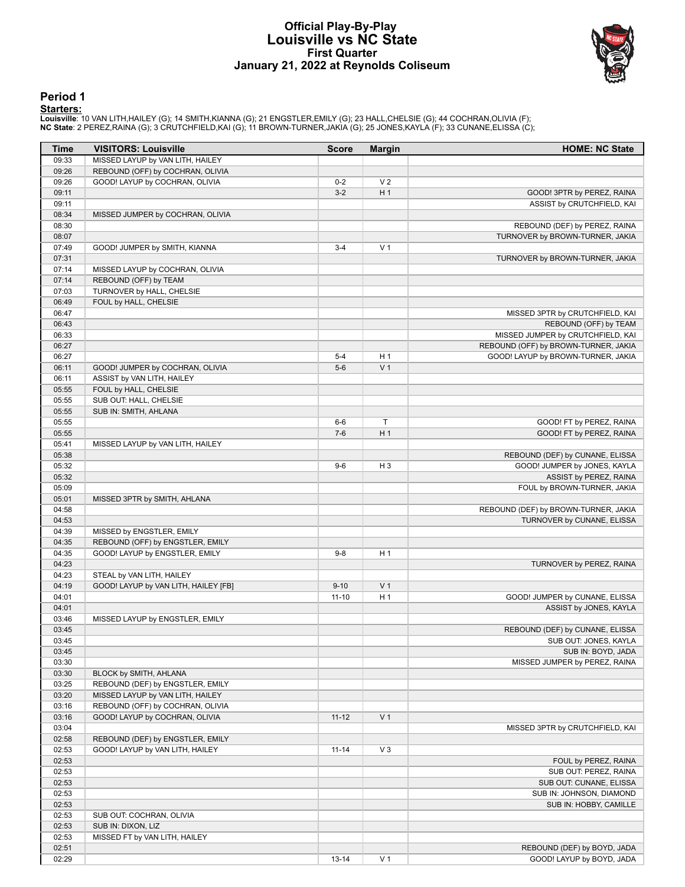# Official Play-By-Play
# Louisville vs NC State
# First Quarter
# January 21, 2022 at Reynolds Coliseum

## Period 1

**Starters:**

**Louisville**: 10 VAN LITH,HAILEY (G); 14 SMITH,KIANNA (G); 21 ENGSTLER,EMILY (G); 23 HALL,CHELSIE (G); 44 COCHRAN,OLIVIA (F);
**NC State**: 2 PEREZ,RAINA (G); 3 CRUTCHFIELD,KAI (G); 11 BROWN-TURNER,JAKIA (G); 25 JONES,KAYLA (F); 33 CUNANE,ELISSA (C);

| Time | VISITORS: Louisville | Score | Margin | HOME: NC State |
|---|---|---|---|---|
| 09:33 | MISSED LAYUP by VAN LITH, HAILEY | | | |
| 09:26 | REBOUND (OFF) by COCHRAN, OLIVIA | | | |
| 09:26 | GOOD! LAYUP by COCHRAN, OLIVIA | 0-2 | V 2 | |
| 09:11 | | 3-2 | H 1 | GOOD! 3PTR by PEREZ, RAINA |
| 09:11 | | | | ASSIST by CRUTCHFIELD, KAI |
| 08:34 | MISSED JUMPER by COCHRAN, OLIVIA | | | |
| 08:30 | | | | REBOUND (DEF) by PEREZ, RAINA |
| 08:07 | | | | TURNOVER by BROWN-TURNER, JAKIA |
| 07:49 | GOOD! JUMPER by SMITH, KIANNA | 3-4 | V 1 | |
| 07:31 | | | | TURNOVER by BROWN-TURNER, JAKIA |
| 07:14 | MISSED LAYUP by COCHRAN, OLIVIA | | | |
| 07:14 | REBOUND (OFF) by TEAM | | | |
| 07:03 | TURNOVER by HALL, CHELSIE | | | |
| 06:49 | FOUL by HALL, CHELSIE | | | |
| 06:47 | | | | MISSED 3PTR by CRUTCHFIELD, KAI |
| 06:43 | | | | REBOUND (OFF) by TEAM |
| 06:33 | | | | MISSED JUMPER by CRUTCHFIELD, KAI |
| 06:27 | | | | REBOUND (OFF) by BROWN-TURNER, JAKIA |
| 06:27 | | 5-4 | H 1 | GOOD! LAYUP by BROWN-TURNER, JAKIA |
| 06:11 | GOOD! JUMPER by COCHRAN, OLIVIA | 5-6 | V 1 | |
| 06:11 | ASSIST by VAN LITH, HAILEY | | | |
| 05:55 | FOUL by HALL, CHELSIE | | | |
| 05:55 | SUB OUT: HALL, CHELSIE | | | |
| 05:55 | SUB IN: SMITH, AHLANA | | | |
| 05:55 | | 6-6 | T | GOOD! FT by PEREZ, RAINA |
| 05:55 | | 7-6 | H 1 | GOOD! FT by PEREZ, RAINA |
| 05:41 | MISSED LAYUP by VAN LITH, HAILEY | | | |
| 05:38 | | | | REBOUND (DEF) by CUNANE, ELISSA |
| 05:32 | | 9-6 | H 3 | GOOD! JUMPER by JONES, KAYLA |
| 05:32 | | | | ASSIST by PEREZ, RAINA |
| 05:09 | | | | FOUL by BROWN-TURNER, JAKIA |
| 05:01 | MISSED 3PTR by SMITH, AHLANA | | | |
| 04:58 | | | | REBOUND (DEF) by BROWN-TURNER, JAKIA |
| 04:53 | | | | TURNOVER by CUNANE, ELISSA |
| 04:39 | MISSED by ENGSTLER, EMILY | | | |
| 04:35 | REBOUND (OFF) by ENGSTLER, EMILY | | | |
| 04:35 | GOOD! LAYUP by ENGSTLER, EMILY | 9-8 | H 1 | |
| 04:23 | | | | TURNOVER by PEREZ, RAINA |
| 04:23 | STEAL by VAN LITH, HAILEY | | | |
| 04:19 | GOOD! LAYUP by VAN LITH, HAILEY [FB] | 9-10 | V 1 | |
| 04:01 | | 11-10 | H 1 | GOOD! JUMPER by CUNANE, ELISSA |
| 04:01 | | | | ASSIST by JONES, KAYLA |
| 03:46 | MISSED LAYUP by ENGSTLER, EMILY | | | |
| 03:45 | | | | REBOUND (DEF) by CUNANE, ELISSA |
| 03:45 | | | | SUB OUT: JONES, KAYLA |
| 03:45 | | | | SUB IN: BOYD, JADA |
| 03:30 | | | | MISSED JUMPER by PEREZ, RAINA |
| 03:30 | BLOCK by SMITH, AHLANA | | | |
| 03:25 | REBOUND (DEF) by ENGSTLER, EMILY | | | |
| 03:20 | MISSED LAYUP by VAN LITH, HAILEY | | | |
| 03:16 | REBOUND (OFF) by COCHRAN, OLIVIA | | | |
| 03:16 | GOOD! LAYUP by COCHRAN, OLIVIA | 11-12 | V 1 | |
| 03:04 | | | | MISSED 3PTR by CRUTCHFIELD, KAI |
| 02:58 | REBOUND (DEF) by ENGSTLER, EMILY | | | |
| 02:53 | GOOD! LAYUP by VAN LITH, HAILEY | 11-14 | V 3 | |
| 02:53 | | | | FOUL by PEREZ, RAINA |
| 02:53 | | | | SUB OUT: PEREZ, RAINA |
| 02:53 | | | | SUB OUT: CUNANE, ELISSA |
| 02:53 | | | | SUB IN: JOHNSON, DIAMOND |
| 02:53 | | | | SUB IN: HOBBY, CAMILLE |
| 02:53 | SUB OUT: COCHRAN, OLIVIA | | | |
| 02:53 | SUB IN: DIXON, LIZ | | | |
| 02:53 | MISSED FT by VAN LITH, HAILEY | | | |
| 02:51 | | | | REBOUND (DEF) by BOYD, JADA |
| 02:29 | | 13-14 | V 1 | GOOD! LAYUP by BOYD, JADA |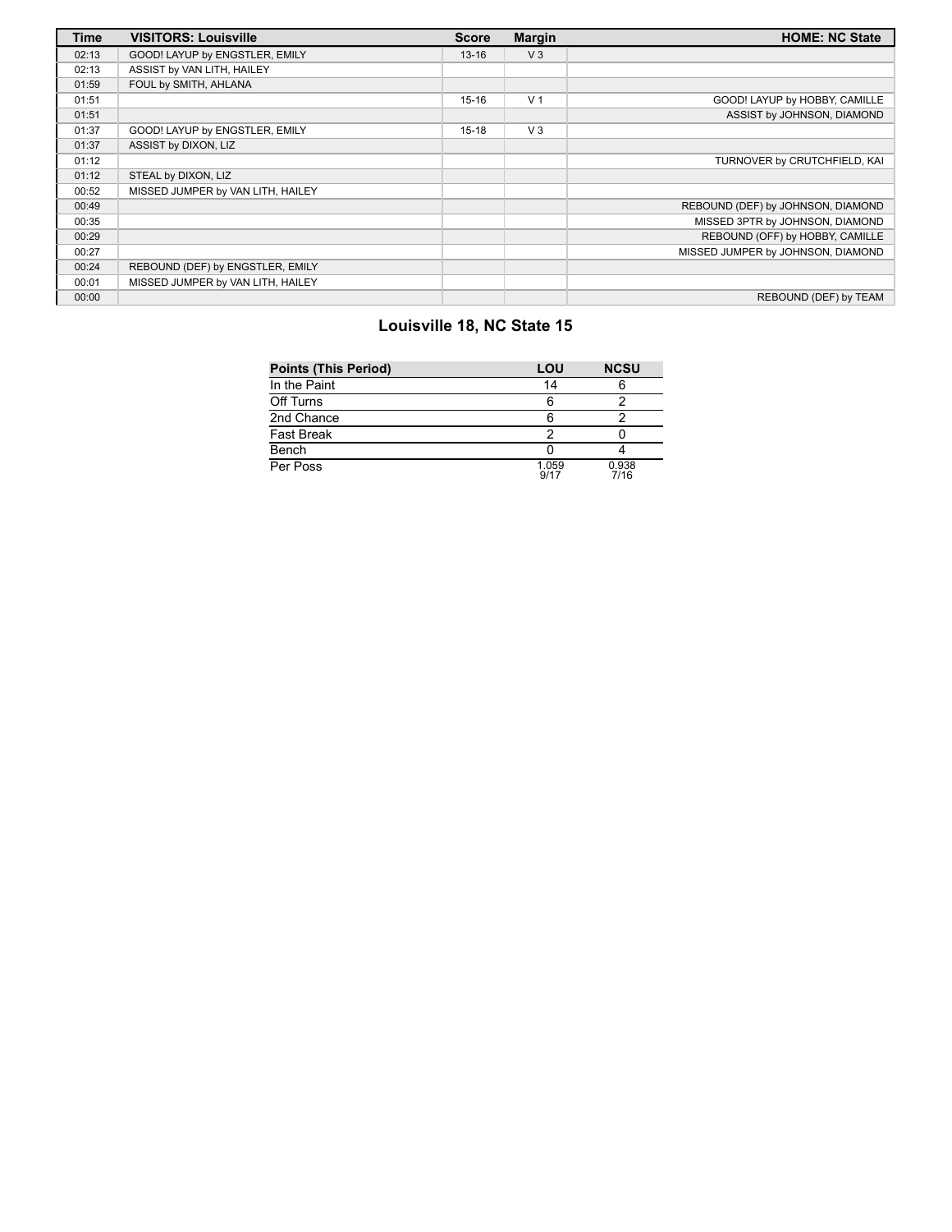| Time | VISITORS: Louisville | Score | Margin | HOME: NC State |
|---|---|---|---|---|
| 02:13 | GOOD! LAYUP by ENGSTLER, EMILY | 13-16 | V 3 | |
| 02:13 | ASSIST by VAN LITH, HAILEY | | | |
| 01:59 | FOUL by SMITH, AHLANA | | | |
| 01:51 | | 15-16 | V 1 | GOOD! LAYUP by HOBBY, CAMILLE |
| 01:51 | | | | ASSIST by JOHNSON, DIAMOND |
| 01:37 | GOOD! LAYUP by ENGSTLER, EMILY | 15-18 | V 3 | |
| 01:37 | ASSIST by DIXON, LIZ | | | |
| 01:12 | | | | TURNOVER by CRUTCHFIELD, KAI |
| 01:12 | STEAL by DIXON, LIZ | | | |
| 00:52 | MISSED JUMPER by VAN LITH, HAILEY | | | |
| 00:49 | | | | REBOUND (DEF) by JOHNSON, DIAMOND |
| 00:35 | | | | MISSED 3PTR by JOHNSON, DIAMOND |
| 00:29 | | | | REBOUND (OFF) by HOBBY, CAMILLE |
| 00:27 | | | | MISSED JUMPER by JOHNSON, DIAMOND |
| 00:24 | REBOUND (DEF) by ENGSTLER, EMILY | | | |
| 00:01 | MISSED JUMPER by VAN LITH, HAILEY | | | |
| 00:00 | | | | REBOUND (DEF) by TEAM |

## Louisville 18, NC State 15

| Points (This Period) | LOU | NCSU |
|---|---|---|
| In the Paint | 14 | 6 |
| Off Turns | 6 | 2 |
| 2nd Chance | 6 | 2 |
| Fast Break | 2 | 0 |
| Bench | 0 | 4 |
| Per Poss | 1.059 9/17 | 0.938 7/16 |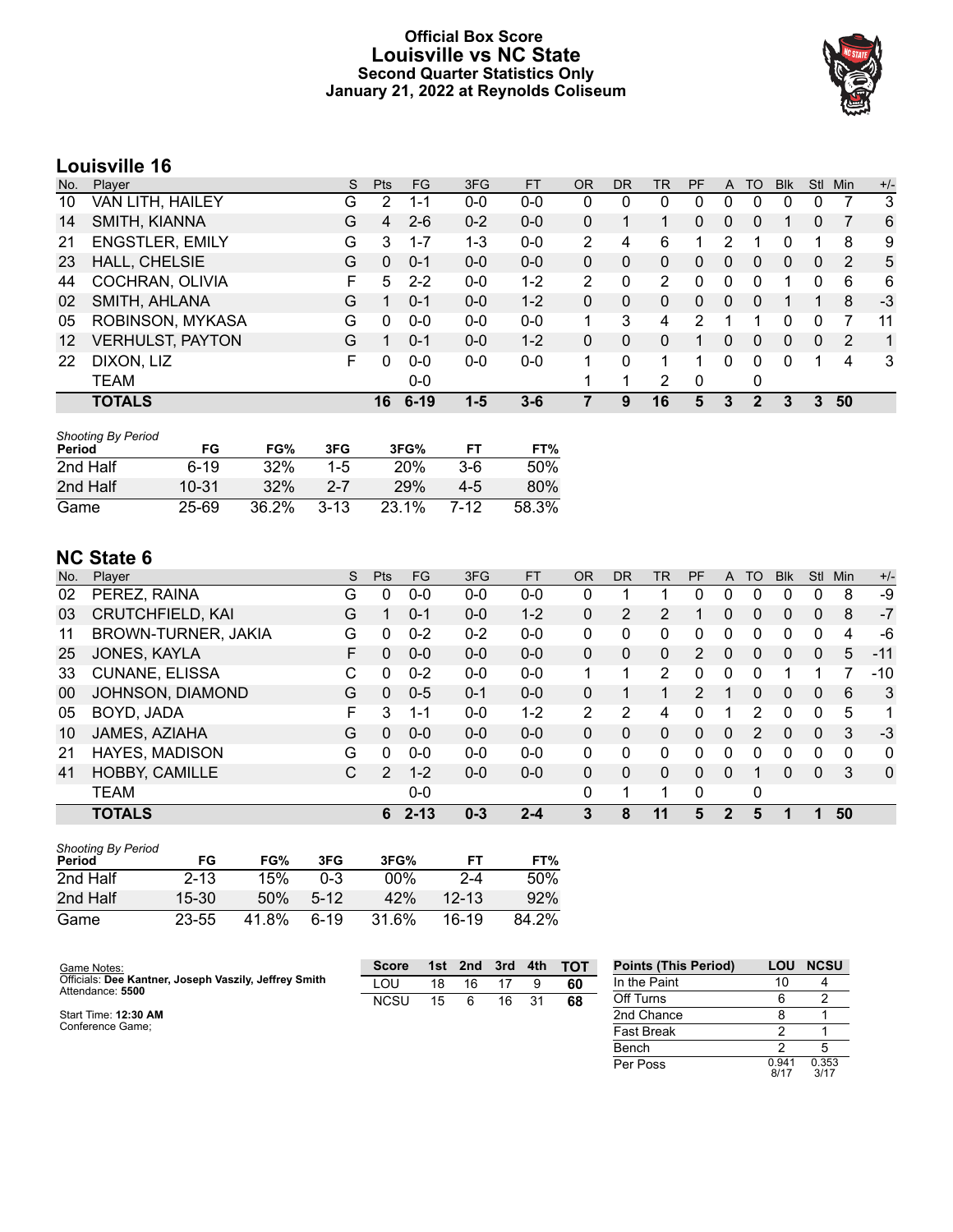# Official Box Score
## Louisville vs NC State
### Second Quarter Statistics Only
### January 21, 2022 at Reynolds Coliseum

## Louisville 16

| No. | Player | S | Pts | FG | 3FG | FT | OR | DR | TR | PF | A | TO | Blk | Stl | Min | +/- |
|---|---|---|---|---|---|---|---|---|---|---|---|---|---|---|---|---|
| 10 | VAN LITH, HAILEY | G | 2 | 1-1 | 0-0 | 0-0 | 0 | 0 | 0 | 0 | 0 | 0 | 0 | 0 | 7 | 3 |
| 14 | SMITH, KIANNA | G | 4 | 2-6 | 0-2 | 0-0 | 0 | 1 | 1 | 0 | 0 | 0 | 1 | 0 | 7 | 6 |
| 21 | ENGSTLER, EMILY | G | 3 | 1-7 | 1-3 | 0-0 | 2 | 4 | 6 | 1 | 2 | 1 | 0 | 1 | 8 | 9 |
| 23 | HALL, CHELSIE | G | 0 | 0-1 | 0-0 | 0-0 | 0 | 0 | 0 | 0 | 0 | 0 | 0 | 0 | 2 | 5 |
| 44 | COCHRAN, OLIVIA | F | 5 | 2-2 | 0-0 | 1-2 | 2 | 0 | 2 | 0 | 0 | 0 | 1 | 0 | 6 | 6 |
| 02 | SMITH, AHLANA | G | 1 | 0-1 | 0-0 | 1-2 | 0 | 0 | 0 | 0 | 0 | 0 | 1 | 1 | 8 | -3 |
| 05 | ROBINSON, MYKASA | G | 0 | 0-0 | 0-0 | 0-0 | 1 | 3 | 4 | 2 | 1 | 1 | 0 | 0 | 7 | 11 |
| 12 | VERHULST, PAYTON | G | 1 | 0-1 | 0-0 | 1-2 | 0 | 0 | 0 | 1 | 0 | 0 | 0 | 0 | 2 | 1 |
| 22 | DIXON, LIZ | F | 0 | 0-0 | 0-0 | 0-0 | 1 | 0 | 1 | 1 | 0 | 0 | 0 | 1 | 4 | 3 |
| | TEAM | | | 0-0 | | | 1 | 1 | 2 | 0 | | 0 | | | | |
| | **TOTALS** | | **16** | **6-19** | **1-5** | **3-6** | **7** | **9** | **16** | **5** | **3** | **2** | **3** | **3** | **50** | |

*Shooting By Period*

| Period | FG | FG% | 3FG | 3FG% | FT | FT% |
|---|---|---|---|---|---|---|
| 2nd Half | 6-19 | 32% | 1-5 | 20% | 3-6 | 50% |
| 2nd Half | 10-31 | 32% | 2-7 | 29% | 4-5 | 80% |
| Game | 25-69 | 36.2% | 3-13 | 23.1% | 7-12 | 58.3% |

## NC State 6

| No. | Player | S | Pts | FG | 3FG | FT | OR | DR | TR | PF | A | TO | Blk | Stl | Min | +/- |
|---|---|---|---|---|---|---|---|---|---|---|---|---|---|---|---|---|
| 02 | PEREZ, RAINA | G | 0 | 0-0 | 0-0 | 0-0 | 0 | 1 | 1 | 0 | 0 | 0 | 0 | 0 | 8 | -9 |
| 03 | CRUTCHFIELD, KAI | G | 1 | 0-1 | 0-0 | 1-2 | 0 | 2 | 2 | 1 | 0 | 0 | 0 | 0 | 8 | -7 |
| 11 | BROWN-TURNER, JAKIA | G | 0 | 0-2 | 0-2 | 0-0 | 0 | 0 | 0 | 0 | 0 | 0 | 0 | 0 | 4 | -6 |
| 25 | JONES, KAYLA | F | 0 | 0-0 | 0-0 | 0-0 | 0 | 0 | 0 | 2 | 0 | 0 | 0 | 0 | 5 | -11 |
| 33 | CUNANE, ELISSA | C | 0 | 0-2 | 0-0 | 0-0 | 1 | 1 | 2 | 0 | 0 | 0 | 1 | 1 | 7 | -10 |
| 00 | JOHNSON, DIAMOND | G | 0 | 0-5 | 0-1 | 0-0 | 0 | 1 | 1 | 2 | 1 | 0 | 0 | 0 | 6 | 3 |
| 05 | BOYD, JADA | F | 3 | 1-1 | 0-0 | 1-2 | 2 | 2 | 4 | 0 | 1 | 2 | 0 | 0 | 5 | 1 |
| 10 | JAMES, AZIAHA | G | 0 | 0-0 | 0-0 | 0-0 | 0 | 0 | 0 | 0 | 0 | 2 | 0 | 0 | 3 | -3 |
| 21 | HAYES, MADISON | G | 0 | 0-0 | 0-0 | 0-0 | 0 | 0 | 0 | 0 | 0 | 0 | 0 | 0 | 0 | 0 |
| 41 | HOBBY, CAMILLE | C | 2 | 1-2 | 0-0 | 0-0 | 0 | 0 | 0 | 0 | 0 | 1 | 0 | 0 | 3 | 0 |
| | TEAM | | | 0-0 | | | 0 | 1 | 1 | 0 | | 0 | | | | |
| | **TOTALS** | | **6** | **2-13** | **0-3** | **2-4** | **3** | **8** | **11** | **5** | **2** | **5** | **1** | **1** | **50** | |

*Shooting By Period*

| Period | FG | FG% | 3FG | 3FG% | FT | FT% |
|---|---|---|---|---|---|---|
| 2nd Half | 2-13 | 15% | 0-3 | 00% | 2-4 | 50% |
| 2nd Half | 15-30 | 50% | 5-12 | 42% | 12-13 | 92% |
| Game | 23-55 | 41.8% | 6-19 | 31.6% | 16-19 | 84.2% |

Game Notes:
Officials: **Dee Kantner, Joseph Vaszily, Jeffrey Smith**
Attendance: **5500**

Start Time: **12:30 AM**
Conference Game;

| Score | 1st | 2nd | 3rd | 4th | TOT |
|---|---|---|---|---|---|
| LOU | 18 | 16 | 17 | 9 | **60** |
| NCSU | 15 | 6 | 16 | 31 | **68** |

| Points (This Period) | LOU | NCSU |
|---|---|---|
| In the Paint | 10 | 4 |
| Off Turns | 6 | 2 |
| 2nd Chance | 8 | 1 |
| Fast Break | 2 | 1 |
| Bench | 2 | 5 |
| Per Poss | 0.941 8/17 | 0.353 3/17 |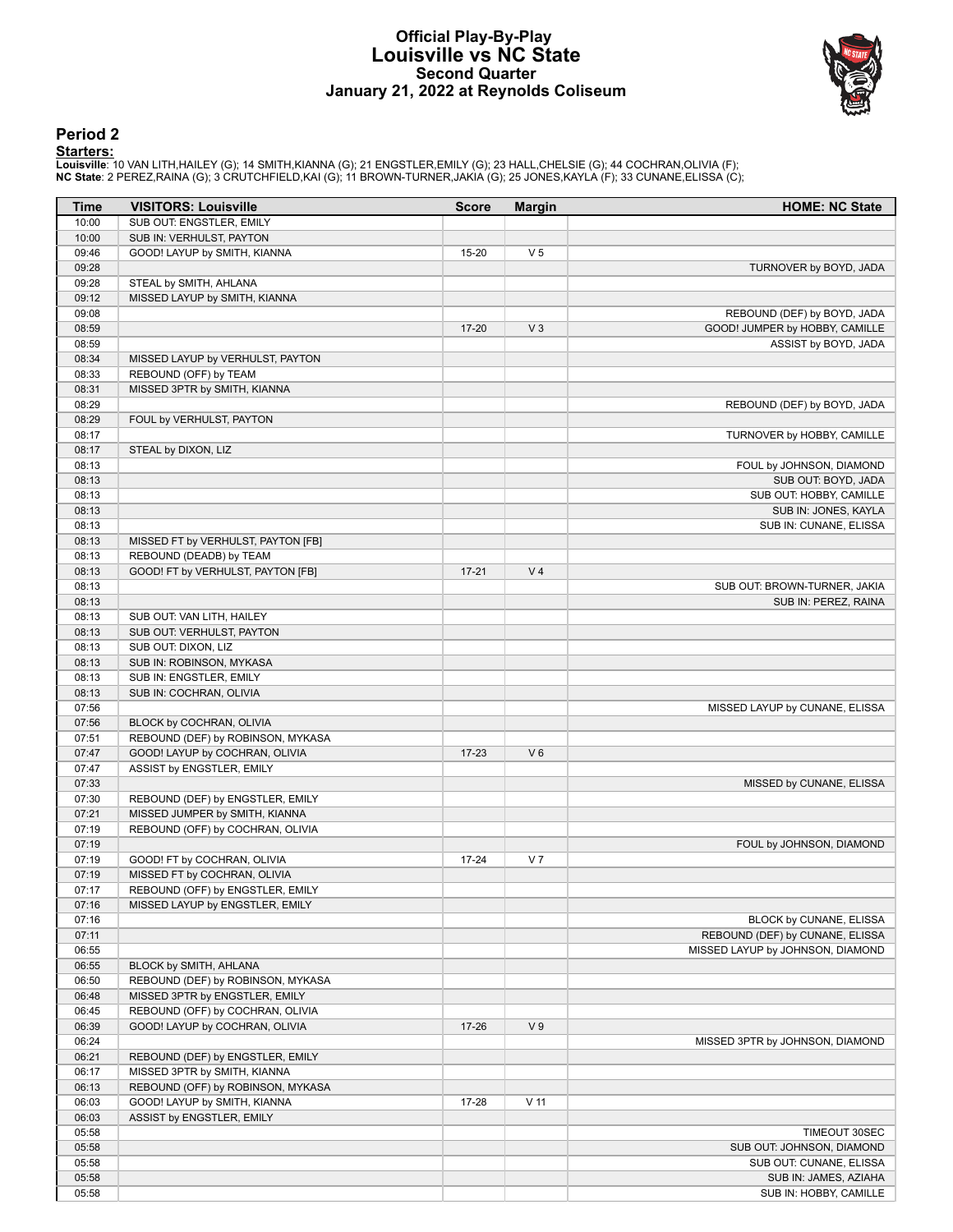# Official Play-By-Play
## Louisville vs NC State
### Second Quarter
### January 21, 2022 at Reynolds Coliseum

## Period 2

**Starters:**

**Louisville**: 10 VAN LITH,HAILEY (G); 14 SMITH,KIANNA (G); 21 ENGSTLER,EMILY (G); 23 HALL,CHELSIE (G); 44 COCHRAN,OLIVIA (F);
**NC State**: 2 PEREZ,RAINA (G); 3 CRUTCHFIELD,KAI (G); 11 BROWN-TURNER,JAKIA (G); 25 JONES,KAYLA (F); 33 CUNANE,ELISSA (C);

| Time | VISITORS: Louisville | Score | Margin | HOME: NC State |
|---|---|---|---|---|
| 10:00 | SUB OUT: ENGSTLER, EMILY | | | |
| 10:00 | SUB IN: VERHULST, PAYTON | | | |
| 09:46 | GOOD! LAYUP by SMITH, KIANNA | 15-20 | V 5 | |
| 09:28 | | | | TURNOVER by BOYD, JADA |
| 09:28 | STEAL by SMITH, AHLANA | | | |
| 09:12 | MISSED LAYUP by SMITH, KIANNA | | | |
| 09:08 | | | | REBOUND (DEF) by BOYD, JADA |
| 08:59 | | 17-20 | V 3 | GOOD! JUMPER by HOBBY, CAMILLE |
| 08:59 | | | | ASSIST by BOYD, JADA |
| 08:34 | MISSED LAYUP by VERHULST, PAYTON | | | |
| 08:33 | REBOUND (OFF) by TEAM | | | |
| 08:31 | MISSED 3PTR by SMITH, KIANNA | | | |
| 08:29 | | | | REBOUND (DEF) by BOYD, JADA |
| 08:29 | FOUL by VERHULST, PAYTON | | | |
| 08:17 | | | | TURNOVER by HOBBY, CAMILLE |
| 08:17 | STEAL by DIXON, LIZ | | | |
| 08:13 | | | | FOUL by JOHNSON, DIAMOND |
| 08:13 | | | | SUB OUT: BOYD, JADA |
| 08:13 | | | | SUB OUT: HOBBY, CAMILLE |
| 08:13 | | | | SUB IN: JONES, KAYLA |
| 08:13 | | | | SUB IN: CUNANE, ELISSA |
| 08:13 | MISSED FT by VERHULST, PAYTON [FB] | | | |
| 08:13 | REBOUND (DEADB) by TEAM | | | |
| 08:13 | GOOD! FT by VERHULST, PAYTON [FB] | 17-21 | V 4 | |
| 08:13 | | | | SUB OUT: BROWN-TURNER, JAKIA |
| 08:13 | | | | SUB IN: PEREZ, RAINA |
| 08:13 | SUB OUT: VAN LITH, HAILEY | | | |
| 08:13 | SUB OUT: VERHULST, PAYTON | | | |
| 08:13 | SUB OUT: DIXON, LIZ | | | |
| 08:13 | SUB IN: ROBINSON, MYKASA | | | |
| 08:13 | SUB IN: ENGSTLER, EMILY | | | |
| 08:13 | SUB IN: COCHRAN, OLIVIA | | | |
| 07:56 | | | | MISSED LAYUP by CUNANE, ELISSA |
| 07:56 | BLOCK by COCHRAN, OLIVIA | | | |
| 07:51 | REBOUND (DEF) by ROBINSON, MYKASA | | | |
| 07:47 | GOOD! LAYUP by COCHRAN, OLIVIA | 17-23 | V 6 | |
| 07:47 | ASSIST by ENGSTLER, EMILY | | | |
| 07:33 | | | | MISSED by CUNANE, ELISSA |
| 07:30 | REBOUND (DEF) by ENGSTLER, EMILY | | | |
| 07:21 | MISSED JUMPER by SMITH, KIANNA | | | |
| 07:19 | REBOUND (OFF) by COCHRAN, OLIVIA | | | |
| 07:19 | | | | FOUL by JOHNSON, DIAMOND |
| 07:19 | GOOD! FT by COCHRAN, OLIVIA | 17-24 | V 7 | |
| 07:19 | MISSED FT by COCHRAN, OLIVIA | | | |
| 07:17 | REBOUND (OFF) by ENGSTLER, EMILY | | | |
| 07:16 | MISSED LAYUP by ENGSTLER, EMILY | | | |
| 07:16 | | | | BLOCK by CUNANE, ELISSA |
| 07:11 | | | | REBOUND (DEF) by CUNANE, ELISSA |
| 06:55 | | | | MISSED LAYUP by JOHNSON, DIAMOND |
| 06:55 | BLOCK by SMITH, AHLANA | | | |
| 06:50 | REBOUND (DEF) by ROBINSON, MYKASA | | | |
| 06:48 | MISSED 3PTR by ENGSTLER, EMILY | | | |
| 06:45 | REBOUND (OFF) by COCHRAN, OLIVIA | | | |
| 06:39 | GOOD! LAYUP by COCHRAN, OLIVIA | 17-26 | V 9 | |
| 06:24 | | | | MISSED 3PTR by JOHNSON, DIAMOND |
| 06:21 | REBOUND (DEF) by ENGSTLER, EMILY | | | |
| 06:17 | MISSED 3PTR by SMITH, KIANNA | | | |
| 06:13 | REBOUND (OFF) by ROBINSON, MYKASA | | | |
| 06:03 | GOOD! LAYUP by SMITH, KIANNA | 17-28 | V 11 | |
| 06:03 | ASSIST by ENGSTLER, EMILY | | | |
| 05:58 | | | | TIMEOUT 30SEC |
| 05:58 | | | | SUB OUT: JOHNSON, DIAMOND |
| 05:58 | | | | SUB OUT: CUNANE, ELISSA |
| 05:58 | | | | SUB IN: JAMES, AZIAHA |
| 05:58 | | | | SUB IN: HOBBY, CAMILLE |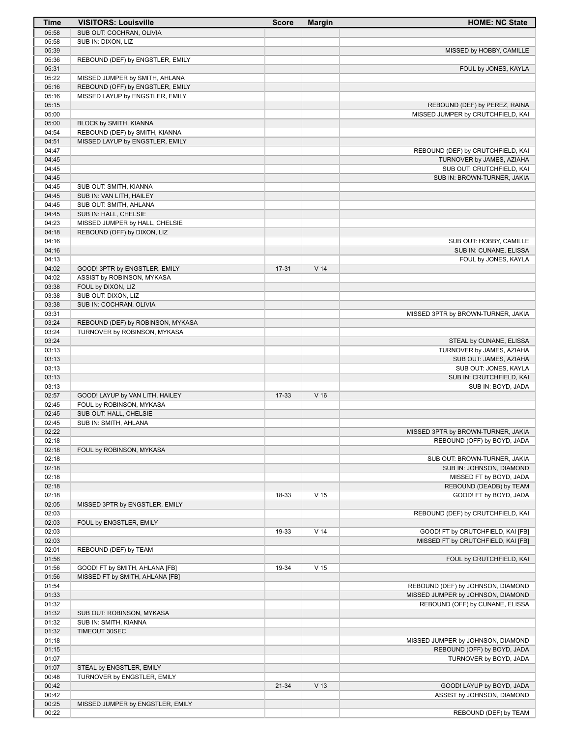| Time | VISITORS: Louisville | Score | Margin | HOME: NC State |
|---|---|---|---|---|
| 05:58 | SUB OUT: COCHRAN, OLIVIA | | | |
| 05:58 | SUB IN: DIXON, LIZ | | | |
| 05:39 | | | | MISSED by HOBBY, CAMILLE |
| 05:36 | REBOUND (DEF) by ENGSTLER, EMILY | | | |
| 05:31 | | | | FOUL by JONES, KAYLA |
| 05:22 | MISSED JUMPER by SMITH, AHLANA | | | |
| 05:16 | REBOUND (OFF) by ENGSTLER, EMILY | | | |
| 05:16 | MISSED LAYUP by ENGSTLER, EMILY | | | |
| 05:15 | | | | REBOUND (DEF) by PEREZ, RAINA |
| 05:00 | | | | MISSED JUMPER by CRUTCHFIELD, KAI |
| 05:00 | BLOCK by SMITH, KIANNA | | | |
| 04:54 | REBOUND (DEF) by SMITH, KIANNA | | | |
| 04:51 | MISSED LAYUP by ENGSTLER, EMILY | | | |
| 04:47 | | | | REBOUND (DEF) by CRUTCHFIELD, KAI |
| 04:45 | | | | TURNOVER by JAMES, AZIAHA |
| 04:45 | | | | SUB OUT: CRUTCHFIELD, KAI |
| 04:45 | | | | SUB IN: BROWN-TURNER, JAKIA |
| 04:45 | SUB OUT: SMITH, KIANNA | | | |
| 04:45 | SUB IN: VAN LITH, HAILEY | | | |
| 04:45 | SUB OUT: SMITH, AHLANA | | | |
| 04:45 | SUB IN: HALL, CHELSIE | | | |
| 04:23 | MISSED JUMPER by HALL, CHELSIE | | | |
| 04:18 | REBOUND (OFF) by DIXON, LIZ | | | |
| 04:16 | | | | SUB OUT: HOBBY, CAMILLE |
| 04:16 | | | | SUB IN: CUNANE, ELISSA |
| 04:13 | | | | FOUL by JONES, KAYLA |
| 04:02 | GOOD! 3PTR by ENGSTLER, EMILY | 17-31 | V 14 | |
| 04:02 | ASSIST by ROBINSON, MYKASA | | | |
| 03:38 | FOUL by DIXON, LIZ | | | |
| 03:38 | SUB OUT: DIXON, LIZ | | | |
| 03:38 | SUB IN: COCHRAN, OLIVIA | | | |
| 03:31 | | | | MISSED 3PTR by BROWN-TURNER, JAKIA |
| 03:24 | REBOUND (DEF) by ROBINSON, MYKASA | | | |
| 03:24 | TURNOVER by ROBINSON, MYKASA | | | |
| 03:24 | | | | STEAL by CUNANE, ELISSA |
| 03:13 | | | | TURNOVER by JAMES, AZIAHA |
| 03:13 | | | | SUB OUT: JAMES, AZIAHA |
| 03:13 | | | | SUB OUT: JONES, KAYLA |
| 03:13 | | | | SUB IN: CRUTCHFIELD, KAI |
| 03:13 | | | | SUB IN: BOYD, JADA |
| 02:57 | GOOD! LAYUP by VAN LITH, HAILEY | 17-33 | V 16 | |
| 02:45 | FOUL by ROBINSON, MYKASA | | | |
| 02:45 | SUB OUT: HALL, CHELSIE | | | |
| 02:45 | SUB IN: SMITH, AHLANA | | | |
| 02:22 | | | | MISSED 3PTR by BROWN-TURNER, JAKIA |
| 02:18 | | | | REBOUND (OFF) by BOYD, JADA |
| 02:18 | FOUL by ROBINSON, MYKASA | | | |
| 02:18 | | | | SUB OUT: BROWN-TURNER, JAKIA |
| 02:18 | | | | SUB IN: JOHNSON, DIAMOND |
| 02:18 | | | | MISSED FT by BOYD, JADA |
| 02:18 | | | | REBOUND (DEADB) by TEAM |
| 02:18 | | 18-33 | V 15 | GOOD! FT by BOYD, JADA |
| 02:05 | MISSED 3PTR by ENGSTLER, EMILY | | | |
| 02:03 | | | | REBOUND (DEF) by CRUTCHFIELD, KAI |
| 02:03 | FOUL by ENGSTLER, EMILY | | | |
| 02:03 | | 19-33 | V 14 | GOOD! FT by CRUTCHFIELD, KAI [FB] |
| 02:03 | | | | MISSED FT by CRUTCHFIELD, KAI [FB] |
| 02:01 | REBOUND (DEF) by TEAM | | | |
| 01:56 | | | | FOUL by CRUTCHFIELD, KAI |
| 01:56 | GOOD! FT by SMITH, AHLANA [FB] | 19-34 | V 15 | |
| 01:56 | MISSED FT by SMITH, AHLANA [FB] | | | |
| 01:54 | | | | REBOUND (DEF) by JOHNSON, DIAMOND |
| 01:33 | | | | MISSED JUMPER by JOHNSON, DIAMOND |
| 01:32 | | | | REBOUND (OFF) by CUNANE, ELISSA |
| 01:32 | SUB OUT: ROBINSON, MYKASA | | | |
| 01:32 | SUB IN: SMITH, KIANNA | | | |
| 01:32 | TIMEOUT 30SEC | | | |
| 01:18 | | | | MISSED JUMPER by JOHNSON, DIAMOND |
| 01:15 | | | | REBOUND (OFF) by BOYD, JADA |
| 01:07 | | | | TURNOVER by BOYD, JADA |
| 01:07 | STEAL by ENGSTLER, EMILY | | | |
| 00:48 | TURNOVER by ENGSTLER, EMILY | | | |
| 00:42 | | 21-34 | V 13 | GOOD! LAYUP by BOYD, JADA |
| 00:42 | | | | ASSIST by JOHNSON, DIAMOND |
| 00:25 | MISSED JUMPER by ENGSTLER, EMILY | | | |
| 00:22 | | | | REBOUND (DEF) by TEAM |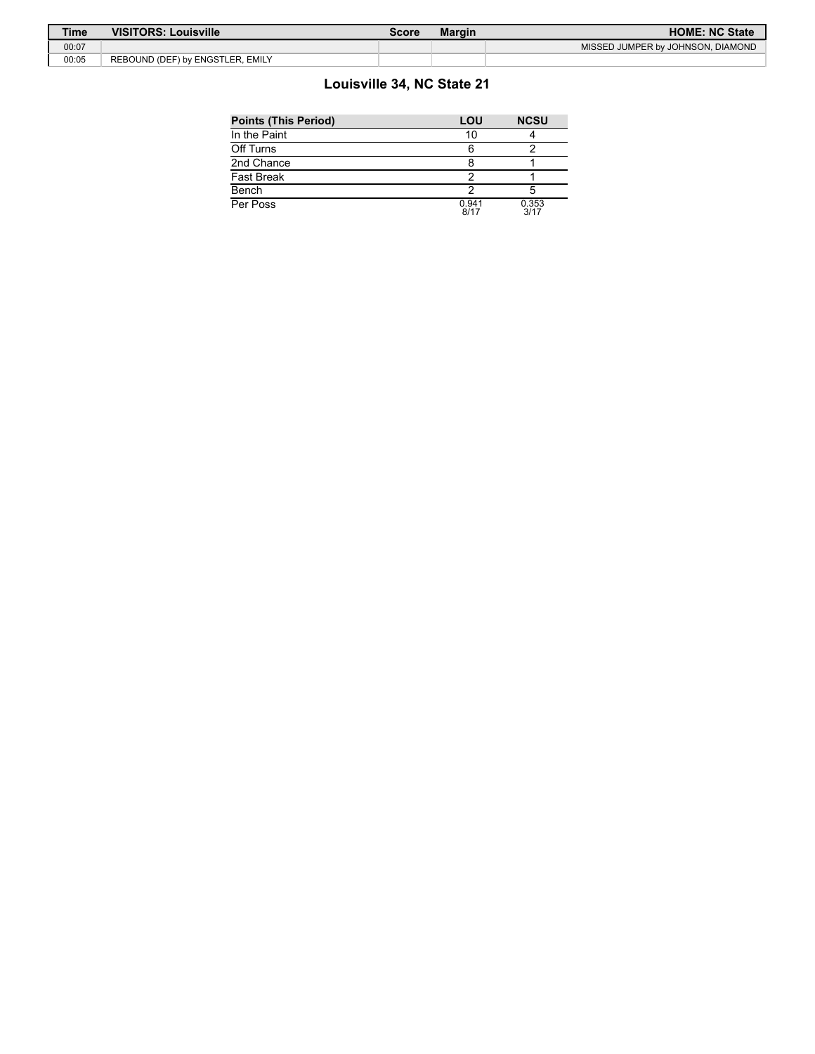| Time | VISITORS: Louisville | Score | Margin | HOME: NC State |
|---|---|---|---|---|
| 00:07 | | | | MISSED JUMPER by JOHNSON, DIAMOND |
| 00:05 | REBOUND (DEF) by ENGSTLER, EMILY | | | |

## Louisville 34, NC State 21

| Points (This Period) | LOU | NCSU |
|---|---|---|
| In the Paint | 10 | 4 |
| Off Turns | 6 | 2 |
| 2nd Chance | 8 | 1 |
| Fast Break | 2 | 1 |
| Bench | 2 | 5 |
| Per Poss | 0.941 8/17 | 0.353 3/17 |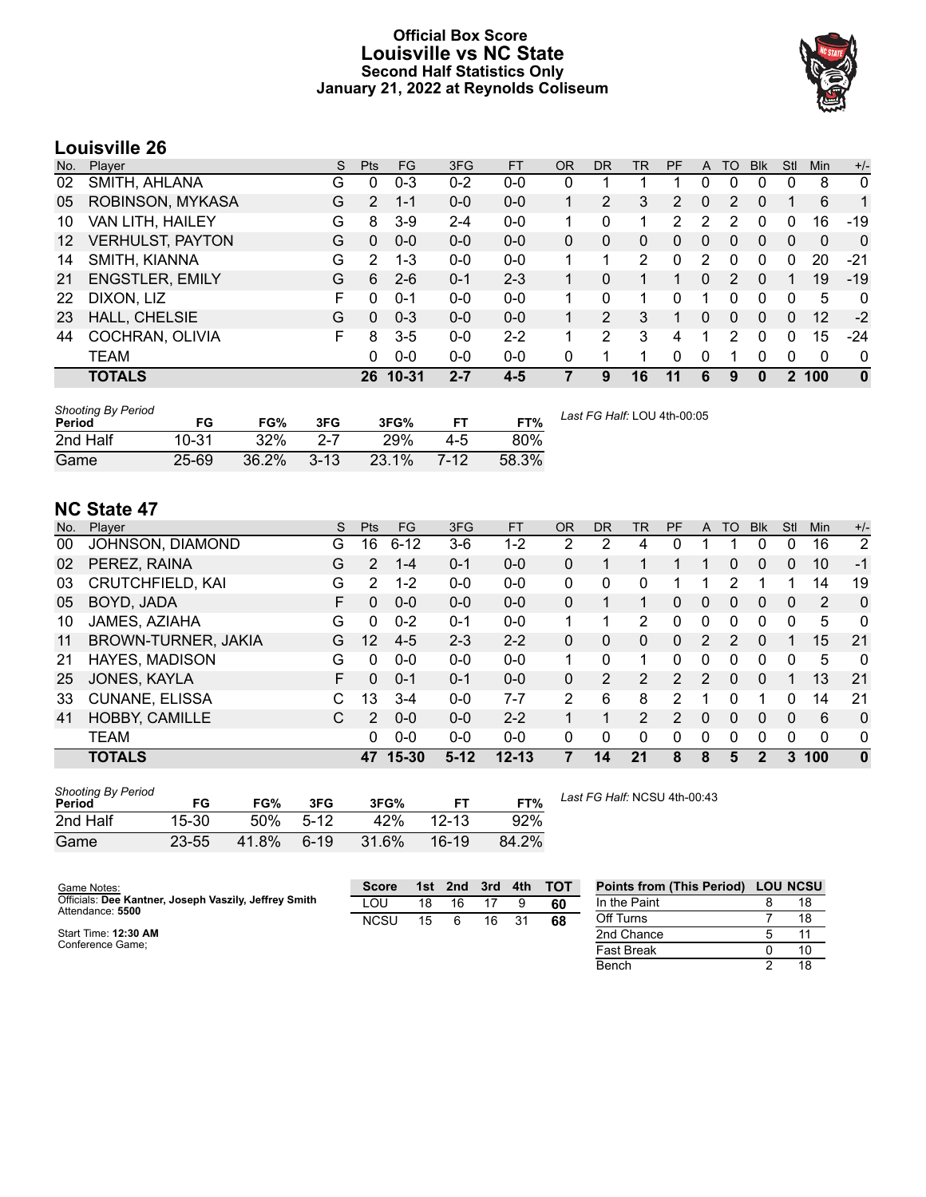# Official Box Score
## Louisville vs NC State
### Second Half Statistics Only
### January 21, 2022 at Reynolds Coliseum

## Louisville 26

| No. | Player | S | Pts | FG | 3FG | FT | OR | DR | TR | PF | A | TO | Blk | Stl | Min | +/- |
|---|---|---|---|---|---|---|---|---|---|---|---|---|---|---|---|---|
| 02 | SMITH, AHLANA | G | 0 | 0-3 | 0-2 | 0-0 | 0 | 1 | 1 | 1 | 0 | 0 | 0 | 0 | 8 | 0 |
| 05 | ROBINSON, MYKASA | G | 2 | 1-1 | 0-0 | 0-0 | 1 | 2 | 3 | 2 | 0 | 2 | 0 | 1 | 6 | 1 |
| 10 | VAN LITH, HAILEY | G | 8 | 3-9 | 2-4 | 0-0 | 1 | 0 | 1 | 2 | 2 | 2 | 0 | 0 | 16 | -19 |
| 12 | VERHULST, PAYTON | G | 0 | 0-0 | 0-0 | 0-0 | 0 | 0 | 0 | 0 | 0 | 0 | 0 | 0 | 0 | 0 |
| 14 | SMITH, KIANNA | G | 2 | 1-3 | 0-0 | 0-0 | 1 | 1 | 2 | 0 | 2 | 0 | 0 | 0 | 20 | -21 |
| 21 | ENGSTLER, EMILY | G | 6 | 2-6 | 0-1 | 2-3 | 1 | 0 | 1 | 1 | 0 | 2 | 0 | 1 | 19 | -19 |
| 22 | DIXON, LIZ | F | 0 | 0-1 | 0-0 | 0-0 | 1 | 0 | 1 | 0 | 1 | 0 | 0 | 0 | 5 | 0 |
| 23 | HALL, CHELSIE | G | 0 | 0-3 | 0-0 | 0-0 | 1 | 2 | 3 | 1 | 0 | 0 | 0 | 0 | 12 | -2 |
| 44 | COCHRAN, OLIVIA | F | 8 | 3-5 | 0-0 | 2-2 | 1 | 2 | 3 | 4 | 1 | 2 | 0 | 0 | 15 | -24 |
| | TEAM | | 0 | 0-0 | 0-0 | 0-0 | 0 | 1 | 1 | 0 | 0 | 1 | 0 | 0 | 0 | 0 |
| | **TOTALS** | | **26** | **10-31** | **2-7** | **4-5** | **7** | **9** | **16** | **11** | **6** | **9** | **0** | **2** | **100** | **0** |

*Shooting By Period*

| Period | FG | FG% | 3FG | 3FG% | FT | FT% |
|---|---|---|---|---|---|---|
| 2nd Half | 10-31 | 32% | 2-7 | 29% | 4-5 | 80% |
| Game | 25-69 | 36.2% | 3-13 | 23.1% | 7-12 | 58.3% |

*Last FG Half:* LOU 4th-00:05

## NC State 47

| No. | Player | S | Pts | FG | 3FG | FT | OR | DR | TR | PF | A | TO | Blk | Stl | Min | +/- |
|---|---|---|---|---|---|---|---|---|---|---|---|---|---|---|---|---|
| 00 | JOHNSON, DIAMOND | G | 16 | 6-12 | 3-6 | 1-2 | 2 | 2 | 4 | 0 | 1 | 1 | 0 | 0 | 16 | 2 |
| 02 | PEREZ, RAINA | G | 2 | 1-4 | 0-1 | 0-0 | 0 | 1 | 1 | 1 | 1 | 0 | 0 | 0 | 10 | -1 |
| 03 | CRUTCHFIELD, KAI | G | 2 | 1-2 | 0-0 | 0-0 | 0 | 0 | 0 | 1 | 1 | 2 | 1 | 1 | 14 | 19 |
| 05 | BOYD, JADA | F | 0 | 0-0 | 0-0 | 0-0 | 0 | 1 | 1 | 0 | 0 | 0 | 0 | 0 | 2 | 0 |
| 10 | JAMES, AZIAHA | G | 0 | 0-2 | 0-1 | 0-0 | 1 | 1 | 2 | 0 | 0 | 0 | 0 | 0 | 5 | 0 |
| 11 | BROWN-TURNER, JAKIA | G | 12 | 4-5 | 2-3 | 2-2 | 0 | 0 | 0 | 0 | 2 | 2 | 0 | 1 | 15 | 21 |
| 21 | HAYES, MADISON | G | 0 | 0-0 | 0-0 | 0-0 | 1 | 0 | 1 | 0 | 0 | 0 | 0 | 0 | 5 | 0 |
| 25 | JONES, KAYLA | F | 0 | 0-1 | 0-1 | 0-0 | 0 | 2 | 2 | 2 | 2 | 0 | 0 | 1 | 13 | 21 |
| 33 | CUNANE, ELISSA | C | 13 | 3-4 | 0-0 | 7-7 | 2 | 6 | 8 | 2 | 1 | 0 | 1 | 0 | 14 | 21 |
| 41 | HOBBY, CAMILLE | C | 2 | 0-0 | 0-0 | 2-2 | 1 | 1 | 2 | 2 | 0 | 0 | 0 | 0 | 6 | 0 |
| | TEAM | | 0 | 0-0 | 0-0 | 0-0 | 0 | 0 | 0 | 0 | 0 | 0 | 0 | 0 | 0 | 0 |
| | **TOTALS** | | **47** | **15-30** | **5-12** | **12-13** | **7** | **14** | **21** | **8** | **8** | **5** | **2** | **3** | **100** | **0** |

*Shooting By Period*

| Period | FG | FG% | 3FG | 3FG% | FT | FT% |
|---|---|---|---|---|---|---|
| 2nd Half | 15-30 | 50% | 5-12 | 42% | 12-13 | 92% |
| Game | 23-55 | 41.8% | 6-19 | 31.6% | 16-19 | 84.2% |

*Last FG Half:* NCSU 4th-00:43

Game Notes:
Officials: **Dee Kantner, Joseph Vaszily, Jeffrey Smith**
Attendance: **5500**

Start Time: **12:30 AM**
Conference Game;

| Score | 1st | 2nd | 3rd | 4th | TOT |
|---|---|---|---|---|---|
| LOU | 18 | 16 | 17 | 9 | 60 |
| NCSU | 15 | 6 | 16 | 31 | 68 |

| Points from (This Period) | LOU | NCSU |
|---|---|---|
| In the Paint | 8 | 18 |
| Off Turns | 7 | 18 |
| 2nd Chance | 5 | 11 |
| Fast Break | 0 | 10 |
| Bench | 2 | 18 |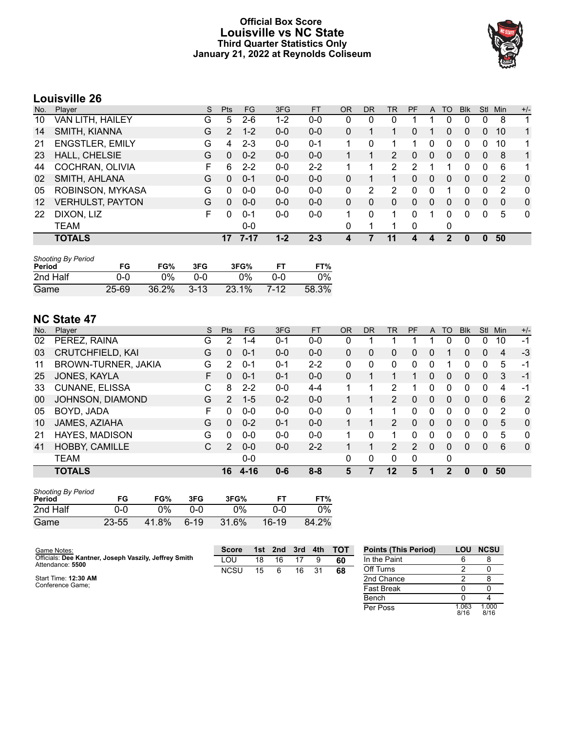# Official Box Score
## Louisville vs NC State
### Third Quarter Statistics Only
### January 21, 2022 at Reynolds Coliseum

## Louisville 26

| No. | Player | S | Pts | FG | 3FG | FT | OR | DR | TR | PF | A | TO | Blk | Stl | Min | +/- |
|---|---|---|---|---|---|---|---|---|---|---|---|---|---|---|---|---|
| 10 | VAN LITH, HAILEY | G | 5 | 2-6 | 1-2 | 0-0 | 0 | 0 | 0 | 1 | 1 | 0 | 0 | 0 | 8 | 1 |
| 14 | SMITH, KIANNA | G | 2 | 1-2 | 0-0 | 0-0 | 0 | 1 | 1 | 0 | 1 | 0 | 0 | 0 | 10 | 1 |
| 21 | ENGSTLER, EMILY | G | 4 | 2-3 | 0-0 | 0-1 | 1 | 0 | 1 | 1 | 0 | 0 | 0 | 0 | 10 | 1 |
| 23 | HALL, CHELSIE | G | 0 | 0-2 | 0-0 | 0-0 | 1 | 1 | 2 | 0 | 0 | 0 | 0 | 0 | 8 | 1 |
| 44 | COCHRAN, OLIVIA | F | 6 | 2-2 | 0-0 | 2-2 | 1 | 1 | 2 | 2 | 1 | 1 | 0 | 0 | 6 | 1 |
| 02 | SMITH, AHLANA | G | 0 | 0-1 | 0-0 | 0-0 | 0 | 1 | 1 | 0 | 0 | 0 | 0 | 0 | 2 | 0 |
| 05 | ROBINSON, MYKASA | G | 0 | 0-0 | 0-0 | 0-0 | 0 | 2 | 2 | 0 | 0 | 1 | 0 | 0 | 2 | 0 |
| 12 | VERHULST, PAYTON | G | 0 | 0-0 | 0-0 | 0-0 | 0 | 0 | 0 | 0 | 0 | 0 | 0 | 0 | 0 | 0 |
| 22 | DIXON, LIZ | F | 0 | 0-1 | 0-0 | 0-0 | 1 | 0 | 1 | 0 | 1 | 0 | 0 | 0 | 5 | 0 |
| | TEAM | | | 0-0 | | | 0 | 1 | 1 | 0 | | 0 | | | | |
| | **TOTALS** | | **17** | **7-17** | **1-2** | **2-3** | **4** | **7** | **11** | **4** | **4** | **2** | **0** | **0** | **50** | |

*Shooting By Period*

| Period | FG | FG% | 3FG | 3FG% | FT | FT% |
|---|---|---|---|---|---|---|
| 2nd Half | 0-0 | 0% | 0-0 | 0% | 0-0 | 0% |
| Game | 25-69 | 36.2% | 3-13 | 23.1% | 7-12 | 58.3% |

## NC State 47

| No. | Player | S | Pts | FG | 3FG | FT | OR | DR | TR | PF | A | TO | Blk | Stl | Min | +/- |
|---|---|---|---|---|---|---|---|---|---|---|---|---|---|---|---|---|
| 02 | PEREZ, RAINA | G | 2 | 1-4 | 0-1 | 0-0 | 0 | 1 | 1 | 1 | 1 | 0 | 0 | 0 | 10 | -1 |
| 03 | CRUTCHFIELD, KAI | G | 0 | 0-1 | 0-0 | 0-0 | 0 | 0 | 0 | 0 | 0 | 1 | 0 | 0 | 4 | -3 |
| 11 | BROWN-TURNER, JAKIA | G | 2 | 0-1 | 0-1 | 2-2 | 0 | 0 | 0 | 0 | 0 | 1 | 0 | 0 | 5 | -1 |
| 25 | JONES, KAYLA | F | 0 | 0-1 | 0-1 | 0-0 | 0 | 1 | 1 | 1 | 0 | 0 | 0 | 0 | 3 | -1 |
| 33 | CUNANE, ELISSA | C | 8 | 2-2 | 0-0 | 4-4 | 1 | 1 | 2 | 1 | 0 | 0 | 0 | 0 | 4 | -1 |
| 00 | JOHNSON, DIAMOND | G | 2 | 1-5 | 0-2 | 0-0 | 1 | 1 | 2 | 0 | 0 | 0 | 0 | 0 | 6 | 2 |
| 05 | BOYD, JADA | F | 0 | 0-0 | 0-0 | 0-0 | 0 | 1 | 1 | 0 | 0 | 0 | 0 | 0 | 2 | 0 |
| 10 | JAMES, AZIAHA | G | 0 | 0-2 | 0-1 | 0-0 | 1 | 1 | 2 | 0 | 0 | 0 | 0 | 0 | 5 | 0 |
| 21 | HAYES, MADISON | G | 0 | 0-0 | 0-0 | 0-0 | 1 | 0 | 1 | 0 | 0 | 0 | 0 | 0 | 5 | 0 |
| 41 | HOBBY, CAMILLE | C | 2 | 0-0 | 0-0 | 2-2 | 1 | 1 | 2 | 2 | 0 | 0 | 0 | 0 | 6 | 0 |
| | TEAM | | | 0-0 | | | 0 | 0 | 0 | 0 | | 0 | | | | |
| | **TOTALS** | | **16** | **4-16** | **0-6** | **8-8** | **5** | **7** | **12** | **5** | **1** | **2** | **0** | **0** | **50** | |

*Shooting By Period*

| Period | FG | FG% | 3FG | 3FG% | FT | FT% |
|---|---|---|---|---|---|---|
| 2nd Half | 0-0 | 0% | 0-0 | 0% | 0-0 | 0% |
| Game | 23-55 | 41.8% | 6-19 | 31.6% | 16-19 | 84.2% |

Game Notes:
Officials: **Dee Kantner, Joseph Vaszily, Jeffrey Smith**
Attendance: **5500**

Start Time: **12:30 AM**
Conference Game;

| Score | 1st | 2nd | 3rd | 4th | TOT |
|---|---|---|---|---|---|
| LOU | 18 | 16 | 17 | 9 | **60** |
| NCSU | 15 | 6 | 16 | 31 | **68** |

| Points (This Period) | LOU | NCSU |
|---|---|---|
| In the Paint | 6 | 8 |
| Off Turns | 2 | 0 |
| 2nd Chance | 2 | 8 |
| Fast Break | 0 | 0 |
| Bench | 0 | 4 |
| Per Poss | 1.063 8/16 | 1.000 8/16 |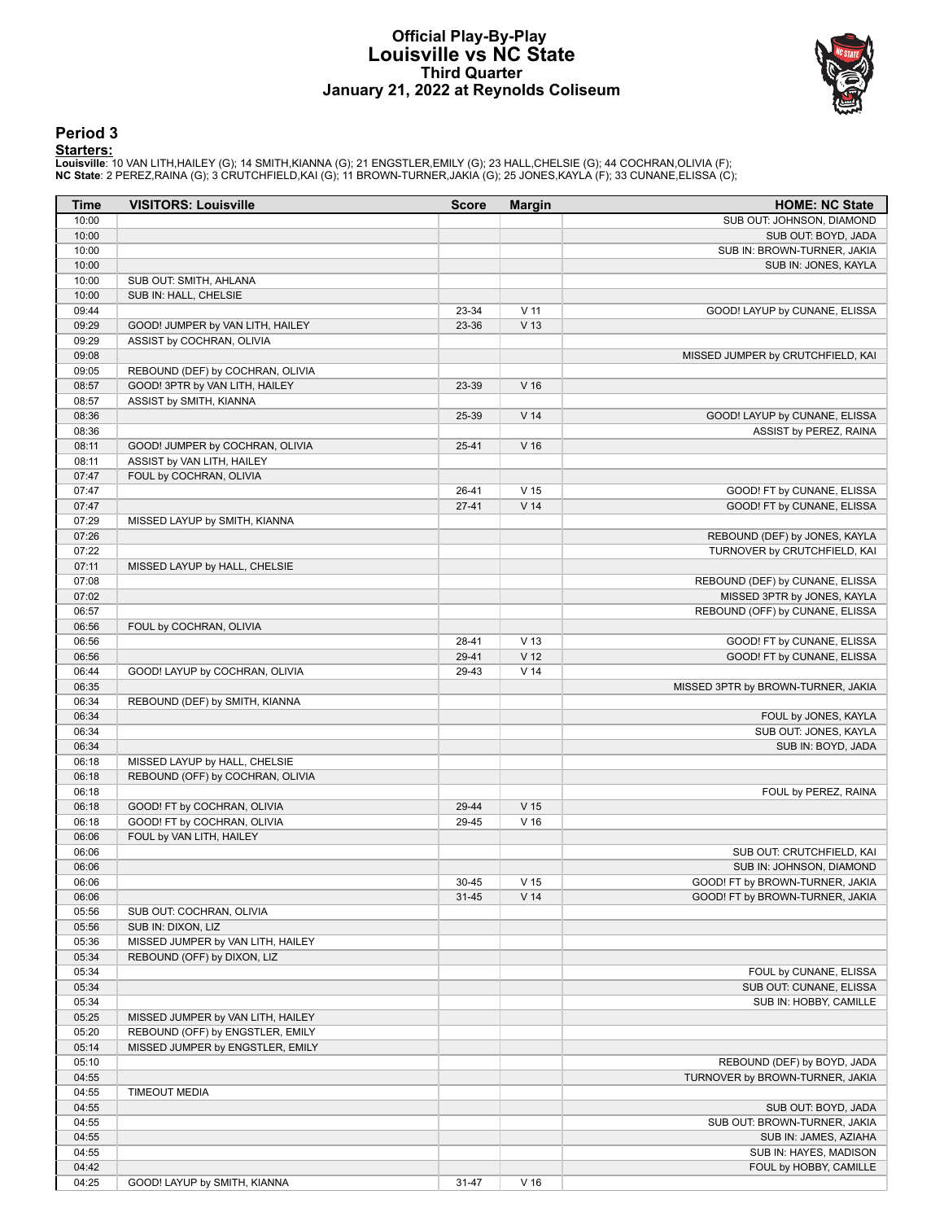# Official Play-By-Play
# Louisville vs NC State
## Third Quarter
### January 21, 2022 at Reynolds Coliseum

## Period 3

**Starters:**

**Louisville**: 10 VAN LITH,HAILEY (G); 14 SMITH,KIANNA (G); 21 ENGSTLER,EMILY (G); 23 HALL,CHELSIE (G); 44 COCHRAN,OLIVIA (F);
**NC State**: 2 PEREZ,RAINA (G); 3 CRUTCHFIELD,KAI (G); 11 BROWN-TURNER,JAKIA (G); 25 JONES,KAYLA (F); 33 CUNANE,ELISSA (C);

| Time | VISITORS: Louisville | Score | Margin | HOME: NC State |
|---|---|---|---|---|
| 10:00 | | | | SUB OUT: JOHNSON, DIAMOND |
| 10:00 | | | | SUB OUT: BOYD, JADA |
| 10:00 | | | | SUB IN: BROWN-TURNER, JAKIA |
| 10:00 | | | | SUB IN: JONES, KAYLA |
| 10:00 | SUB OUT: SMITH, AHLANA | | | |
| 10:00 | SUB IN: HALL, CHELSIE | | | |
| 09:44 | | 23-34 | V 11 | GOOD! LAYUP by CUNANE, ELISSA |
| 09:29 | GOOD! JUMPER by VAN LITH, HAILEY | 23-36 | V 13 | |
| 09:29 | ASSIST by COCHRAN, OLIVIA | | | |
| 09:08 | | | | MISSED JUMPER by CRUTCHFIELD, KAI |
| 09:05 | REBOUND (DEF) by COCHRAN, OLIVIA | | | |
| 08:57 | GOOD! 3PTR by VAN LITH, HAILEY | 23-39 | V 16 | |
| 08:57 | ASSIST by SMITH, KIANNA | | | |
| 08:36 | | 25-39 | V 14 | GOOD! LAYUP by CUNANE, ELISSA |
| 08:36 | | | | ASSIST by PEREZ, RAINA |
| 08:11 | GOOD! JUMPER by COCHRAN, OLIVIA | 25-41 | V 16 | |
| 08:11 | ASSIST by VAN LITH, HAILEY | | | |
| 07:47 | FOUL by COCHRAN, OLIVIA | | | |
| 07:47 | | 26-41 | V 15 | GOOD! FT by CUNANE, ELISSA |
| 07:47 | | 27-41 | V 14 | GOOD! FT by CUNANE, ELISSA |
| 07:29 | MISSED LAYUP by SMITH, KIANNA | | | |
| 07:26 | | | | REBOUND (DEF) by JONES, KAYLA |
| 07:22 | | | | TURNOVER by CRUTCHFIELD, KAI |
| 07:11 | MISSED LAYUP by HALL, CHELSIE | | | |
| 07:08 | | | | REBOUND (DEF) by CUNANE, ELISSA |
| 07:02 | | | | MISSED 3PTR by JONES, KAYLA |
| 06:57 | | | | REBOUND (OFF) by CUNANE, ELISSA |
| 06:56 | FOUL by COCHRAN, OLIVIA | | | |
| 06:56 | | 28-41 | V 13 | GOOD! FT by CUNANE, ELISSA |
| 06:56 | | 29-41 | V 12 | GOOD! FT by CUNANE, ELISSA |
| 06:44 | GOOD! LAYUP by COCHRAN, OLIVIA | 29-43 | V 14 | |
| 06:35 | | | | MISSED 3PTR by BROWN-TURNER, JAKIA |
| 06:34 | REBOUND (DEF) by SMITH, KIANNA | | | |
| 06:34 | | | | FOUL by JONES, KAYLA |
| 06:34 | | | | SUB OUT: JONES, KAYLA |
| 06:34 | | | | SUB IN: BOYD, JADA |
| 06:18 | MISSED LAYUP by HALL, CHELSIE | | | |
| 06:18 | REBOUND (OFF) by COCHRAN, OLIVIA | | | |
| 06:18 | | | | FOUL by PEREZ, RAINA |
| 06:18 | GOOD! FT by COCHRAN, OLIVIA | 29-44 | V 15 | |
| 06:18 | GOOD! FT by COCHRAN, OLIVIA | 29-45 | V 16 | |
| 06:06 | FOUL by VAN LITH, HAILEY | | | |
| 06:06 | | | | SUB OUT: CRUTCHFIELD, KAI |
| 06:06 | | | | SUB IN: JOHNSON, DIAMOND |
| 06:06 | | 30-45 | V 15 | GOOD! FT by BROWN-TURNER, JAKIA |
| 06:06 | | 31-45 | V 14 | GOOD! FT by BROWN-TURNER, JAKIA |
| 05:56 | SUB OUT: COCHRAN, OLIVIA | | | |
| 05:56 | SUB IN: DIXON, LIZ | | | |
| 05:36 | MISSED JUMPER by VAN LITH, HAILEY | | | |
| 05:34 | REBOUND (OFF) by DIXON, LIZ | | | |
| 05:34 | | | | FOUL by CUNANE, ELISSA |
| 05:34 | | | | SUB OUT: CUNANE, ELISSA |
| 05:34 | | | | SUB IN: HOBBY, CAMILLE |
| 05:25 | MISSED JUMPER by VAN LITH, HAILEY | | | |
| 05:20 | REBOUND (OFF) by ENGSTLER, EMILY | | | |
| 05:14 | MISSED JUMPER by ENGSTLER, EMILY | | | |
| 05:10 | | | | REBOUND (DEF) by BOYD, JADA |
| 04:55 | | | | TURNOVER by BROWN-TURNER, JAKIA |
| 04:55 | TIMEOUT MEDIA | | | |
| 04:55 | | | | SUB OUT: BOYD, JADA |
| 04:55 | | | | SUB OUT: BROWN-TURNER, JAKIA |
| 04:55 | | | | SUB IN: JAMES, AZIAHA |
| 04:55 | | | | SUB IN: HAYES, MADISON |
| 04:42 | | | | FOUL by HOBBY, CAMILLE |
| 04:25 | GOOD! LAYUP by SMITH, KIANNA | 31-47 | V 16 | |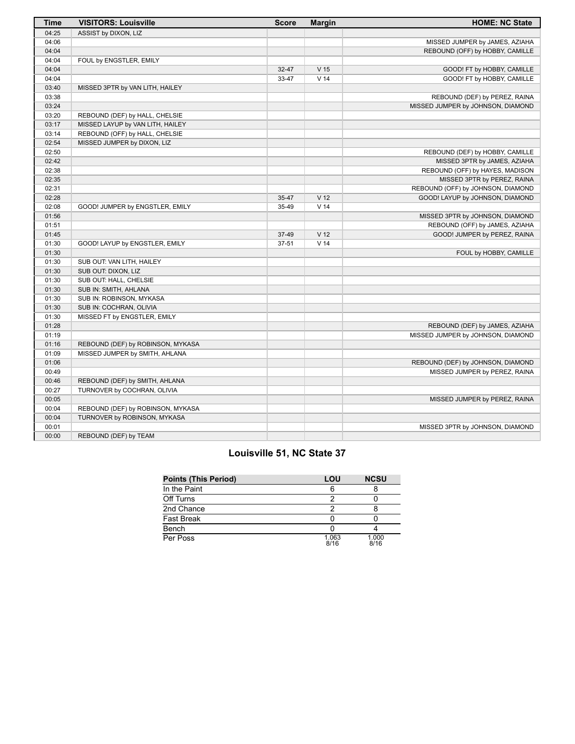| Time | VISITORS: Louisville | Score | Margin | HOME: NC State |
|---|---|---|---|---|
| 04:25 | ASSIST by DIXON, LIZ | | | |
| 04:06 | | | | MISSED JUMPER by JAMES, AZIAHA |
| 04:04 | | | | REBOUND (OFF) by HOBBY, CAMILLE |
| 04:04 | FOUL by ENGSTLER, EMILY | | | |
| 04:04 | | 32-47 | V 15 | GOOD! FT by HOBBY, CAMILLE |
| 04:04 | | 33-47 | V 14 | GOOD! FT by HOBBY, CAMILLE |
| 03:40 | MISSED 3PTR by VAN LITH, HAILEY | | | |
| 03:38 | | | | REBOUND (DEF) by PEREZ, RAINA |
| 03:24 | | | | MISSED JUMPER by JOHNSON, DIAMOND |
| 03:20 | REBOUND (DEF) by HALL, CHELSIE | | | |
| 03:17 | MISSED LAYUP by VAN LITH, HAILEY | | | |
| 03:14 | REBOUND (OFF) by HALL, CHELSIE | | | |
| 02:54 | MISSED JUMPER by DIXON, LIZ | | | |
| 02:50 | | | | REBOUND (DEF) by HOBBY, CAMILLE |
| 02:42 | | | | MISSED 3PTR by JAMES, AZIAHA |
| 02:38 | | | | REBOUND (OFF) by HAYES, MADISON |
| 02:35 | | | | MISSED 3PTR by PEREZ, RAINA |
| 02:31 | | | | REBOUND (OFF) by JOHNSON, DIAMOND |
| 02:28 | | 35-47 | V 12 | GOOD! LAYUP by JOHNSON, DIAMOND |
| 02:08 | GOOD! JUMPER by ENGSTLER, EMILY | 35-49 | V 14 | |
| 01:56 | | | | MISSED 3PTR by JOHNSON, DIAMOND |
| 01:51 | | | | REBOUND (OFF) by JAMES, AZIAHA |
| 01:45 | | 37-49 | V 12 | GOOD! JUMPER by PEREZ, RAINA |
| 01:30 | GOOD! LAYUP by ENGSTLER, EMILY | 37-51 | V 14 | |
| 01:30 | | | | FOUL by HOBBY, CAMILLE |
| 01:30 | SUB OUT: VAN LITH, HAILEY | | | |
| 01:30 | SUB OUT: DIXON, LIZ | | | |
| 01:30 | SUB OUT: HALL, CHELSIE | | | |
| 01:30 | SUB IN: SMITH, AHLANA | | | |
| 01:30 | SUB IN: ROBINSON, MYKASA | | | |
| 01:30 | SUB IN: COCHRAN, OLIVIA | | | |
| 01:30 | MISSED FT by ENGSTLER, EMILY | | | |
| 01:28 | | | | REBOUND (DEF) by JAMES, AZIAHA |
| 01:19 | | | | MISSED JUMPER by JOHNSON, DIAMOND |
| 01:16 | REBOUND (DEF) by ROBINSON, MYKASA | | | |
| 01:09 | MISSED JUMPER by SMITH, AHLANA | | | |
| 01:06 | | | | REBOUND (DEF) by JOHNSON, DIAMOND |
| 00:49 | | | | MISSED JUMPER by PEREZ, RAINA |
| 00:46 | REBOUND (DEF) by SMITH, AHLANA | | | |
| 00:27 | TURNOVER by COCHRAN, OLIVIA | | | |
| 00:05 | | | | MISSED JUMPER by PEREZ, RAINA |
| 00:04 | REBOUND (DEF) by ROBINSON, MYKASA | | | |
| 00:04 | TURNOVER by ROBINSON, MYKASA | | | |
| 00:01 | | | | MISSED 3PTR by JOHNSON, DIAMOND |
| 00:00 | REBOUND (DEF) by TEAM | | | |

## Louisville 51, NC State 37

| Points (This Period) | LOU | NCSU |
|---|---|---|
| In the Paint | 6 | 8 |
| Off Turns | 2 | 0 |
| 2nd Chance | 2 | 8 |
| Fast Break | 0 | 0 |
| Bench | 0 | 4 |
| Per Poss | 1.063 8/16 | 1.000 8/16 |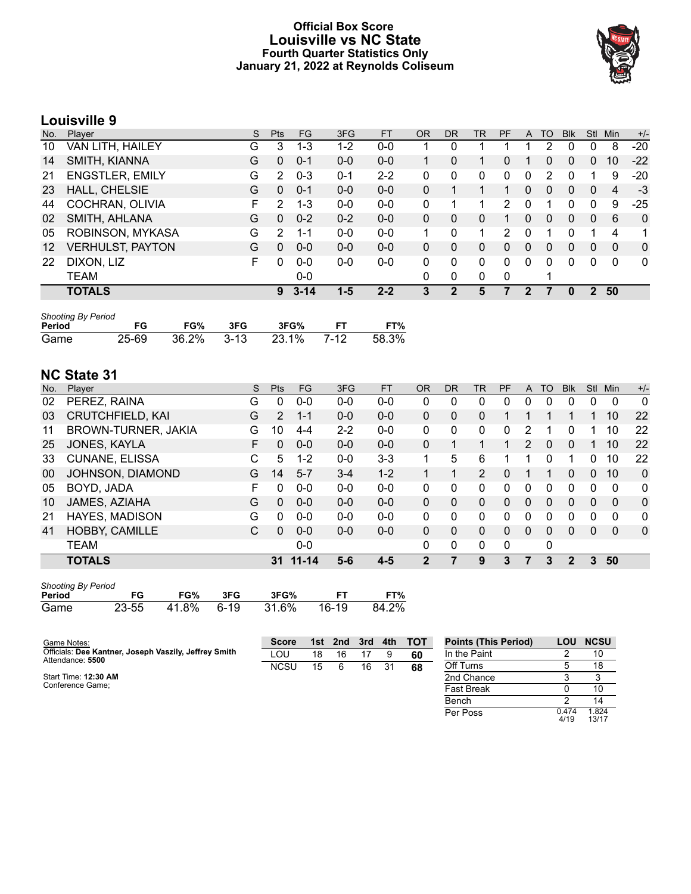# Official Box Score
# Louisville vs NC State
## Fourth Quarter Statistics Only
## January 21, 2022 at Reynolds Coliseum

## Louisville 9

| No. | Player | S | Pts | FG | 3FG | FT | OR | DR | TR | PF | A | TO | Blk | Stl | Min | +/- |
|---|---|---|---|---|---|---|---|---|---|---|---|---|---|---|---|---|
| 10 | VAN LITH, HAILEY | G | 3 | 1-3 | 1-2 | 0-0 | 1 | 0 | 1 | 1 | 1 | 2 | 0 | 0 | 8 | -20 |
| 14 | SMITH, KIANNA | G | 0 | 0-1 | 0-0 | 0-0 | 1 | 0 | 1 | 0 | 1 | 0 | 0 | 0 | 10 | -22 |
| 21 | ENGSTLER, EMILY | G | 2 | 0-3 | 0-1 | 2-2 | 0 | 0 | 0 | 0 | 0 | 2 | 0 | 1 | 9 | -20 |
| 23 | HALL, CHELSIE | G | 0 | 0-1 | 0-0 | 0-0 | 0 | 1 | 1 | 1 | 0 | 0 | 0 | 0 | 4 | -3 |
| 44 | COCHRAN, OLIVIA | F | 2 | 1-3 | 0-0 | 0-0 | 0 | 1 | 1 | 2 | 0 | 1 | 0 | 0 | 9 | -25 |
| 02 | SMITH, AHLANA | G | 0 | 0-2 | 0-2 | 0-0 | 0 | 0 | 0 | 1 | 0 | 0 | 0 | 0 | 6 | 0 |
| 05 | ROBINSON, MYKASA | G | 2 | 1-1 | 0-0 | 0-0 | 1 | 0 | 1 | 2 | 0 | 1 | 0 | 1 | 4 | 1 |
| 12 | VERHULST, PAYTON | G | 0 | 0-0 | 0-0 | 0-0 | 0 | 0 | 0 | 0 | 0 | 0 | 0 | 0 | 0 | 0 |
| 22 | DIXON, LIZ | F | 0 | 0-0 | 0-0 | 0-0 | 0 | 0 | 0 | 0 | 0 | 0 | 0 | 0 | 0 | 0 |
| | TEAM | | | 0-0 | | | 0 | 0 | 0 | 0 | | 1 | | | | |
| | **TOTALS** | | **9** | **3-14** | **1-5** | **2-2** | **3** | **2** | **5** | **7** | **2** | **7** | **0** | **2** | **50** | |

*Shooting By Period*

| Period | FG | FG% | 3FG | 3FG% | FT | FT% |
|---|---|---|---|---|---|---|
| Game | 25-69 | 36.2% | 3-13 | 23.1% | 7-12 | 58.3% |

## NC State 31

| No. | Player | S | Pts | FG | 3FG | FT | OR | DR | TR | PF | A | TO | Blk | Stl | Min | +/- |
|---|---|---|---|---|---|---|---|---|---|---|---|---|---|---|---|---|
| 02 | PEREZ, RAINA | G | 0 | 0-0 | 0-0 | 0-0 | 0 | 0 | 0 | 0 | 0 | 0 | 0 | 0 | 0 | 0 |
| 03 | CRUTCHFIELD, KAI | G | 2 | 1-1 | 0-0 | 0-0 | 0 | 0 | 0 | 1 | 1 | 1 | 1 | 1 | 10 | 22 |
| 11 | BROWN-TURNER, JAKIA | G | 10 | 4-4 | 2-2 | 0-0 | 0 | 0 | 0 | 0 | 2 | 1 | 0 | 1 | 10 | 22 |
| 25 | JONES, KAYLA | F | 0 | 0-0 | 0-0 | 0-0 | 0 | 1 | 1 | 1 | 2 | 0 | 0 | 1 | 10 | 22 |
| 33 | CUNANE, ELISSA | C | 5 | 1-2 | 0-0 | 3-3 | 1 | 5 | 6 | 1 | 1 | 0 | 1 | 0 | 10 | 22 |
| 00 | JOHNSON, DIAMOND | G | 14 | 5-7 | 3-4 | 1-2 | 1 | 1 | 2 | 0 | 1 | 1 | 0 | 0 | 10 | 0 |
| 05 | BOYD, JADA | F | 0 | 0-0 | 0-0 | 0-0 | 0 | 0 | 0 | 0 | 0 | 0 | 0 | 0 | 0 | 0 |
| 10 | JAMES, AZIAHA | G | 0 | 0-0 | 0-0 | 0-0 | 0 | 0 | 0 | 0 | 0 | 0 | 0 | 0 | 0 | 0 |
| 21 | HAYES, MADISON | G | 0 | 0-0 | 0-0 | 0-0 | 0 | 0 | 0 | 0 | 0 | 0 | 0 | 0 | 0 | 0 |
| 41 | HOBBY, CAMILLE | C | 0 | 0-0 | 0-0 | 0-0 | 0 | 0 | 0 | 0 | 0 | 0 | 0 | 0 | 0 | 0 |
| | TEAM | | | 0-0 | | | 0 | 0 | 0 | 0 | | 0 | | | | |
| | **TOTALS** | | **31** | **11-14** | **5-6** | **4-5** | **2** | **7** | **9** | **3** | **7** | **3** | **2** | **3** | **50** | |

*Shooting By Period*

| Period | FG | FG% | 3FG | 3FG% | FT | FT% |
|---|---|---|---|---|---|---|
| Game | 23-55 | 41.8% | 6-19 | 31.6% | 16-19 | 84.2% |

Game Notes:
Officials: **Dee Kantner, Joseph Vaszily, Jeffrey Smith**
Attendance: **5500**

Start Time: **12:30 AM**
Conference Game;

| Score | 1st | 2nd | 3rd | 4th | TOT |
|---|---|---|---|---|---|
| LOU | 18 | 16 | 17 | 9 | 60 |
| NCSU | 15 | 6 | 16 | 31 | 68 |

| Points (This Period) | LOU | NCSU |
|---|---|---|
| In the Paint | 2 | 10 |
| Off Turns | 5 | 18 |
| 2nd Chance | 3 | 3 |
| Fast Break | 0 | 10 |
| Bench | 2 | 14 |
| Per Poss | 0.474 4/19 | 1.824 13/17 |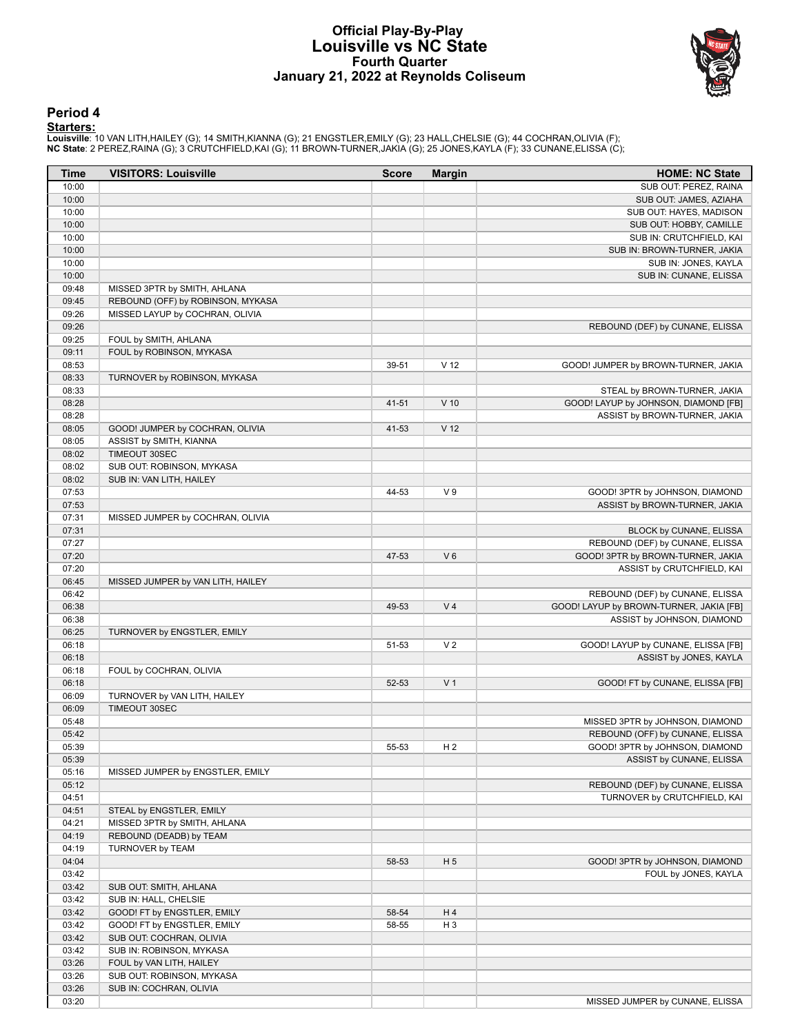# Official Play-By-Play
## Louisville vs NC State
### Fourth Quarter
### January 21, 2022 at Reynolds Coliseum

## Period 4

**Starters:**

**Louisville**: 10 VAN LITH,HAILEY (G); 14 SMITH,KIANNA (G); 21 ENGSTLER,EMILY (G); 23 HALL,CHELSIE (G); 44 COCHRAN,OLIVIA (F);
**NC State**: 2 PEREZ,RAINA (G); 3 CRUTCHFIELD,KAI (G); 11 BROWN-TURNER,JAKIA (G); 25 JONES,KAYLA (F); 33 CUNANE,ELISSA (C);

| Time | VISITORS: Louisville | Score | Margin | HOME: NC State |
|---|---|---|---|---|
| 10:00 | | | | SUB OUT: PEREZ, RAINA |
| 10:00 | | | | SUB OUT: JAMES, AZIAHA |
| 10:00 | | | | SUB OUT: HAYES, MADISON |
| 10:00 | | | | SUB OUT: HOBBY, CAMILLE |
| 10:00 | | | | SUB IN: CRUTCHFIELD, KAI |
| 10:00 | | | | SUB IN: BROWN-TURNER, JAKIA |
| 10:00 | | | | SUB IN: JONES, KAYLA |
| 10:00 | | | | SUB IN: CUNANE, ELISSA |
| 09:48 | MISSED 3PTR by SMITH, AHLANA | | | |
| 09:45 | REBOUND (OFF) by ROBINSON, MYKASA | | | |
| 09:26 | MISSED LAYUP by COCHRAN, OLIVIA | | | |
| 09:26 | | | | REBOUND (DEF) by CUNANE, ELISSA |
| 09:25 | FOUL by SMITH, AHLANA | | | |
| 09:11 | FOUL by ROBINSON, MYKASA | | | |
| 08:53 | | 39-51 | V 12 | GOOD! JUMPER by BROWN-TURNER, JAKIA |
| 08:33 | TURNOVER by ROBINSON, MYKASA | | | |
| 08:33 | | | | STEAL by BROWN-TURNER, JAKIA |
| 08:28 | | 41-51 | V 10 | GOOD! LAYUP by JOHNSON, DIAMOND [FB] |
| 08:28 | | | | ASSIST by BROWN-TURNER, JAKIA |
| 08:05 | GOOD! JUMPER by COCHRAN, OLIVIA | 41-53 | V 12 | |
| 08:05 | ASSIST by SMITH, KIANNA | | | |
| 08:02 | TIMEOUT 30SEC | | | |
| 08:02 | SUB OUT: ROBINSON, MYKASA | | | |
| 08:02 | SUB IN: VAN LITH, HAILEY | | | |
| 07:53 | | 44-53 | V 9 | GOOD! 3PTR by JOHNSON, DIAMOND |
| 07:53 | | | | ASSIST by BROWN-TURNER, JAKIA |
| 07:31 | MISSED JUMPER by COCHRAN, OLIVIA | | | |
| 07:31 | | | | BLOCK by CUNANE, ELISSA |
| 07:27 | | | | REBOUND (DEF) by CUNANE, ELISSA |
| 07:20 | | 47-53 | V 6 | GOOD! 3PTR by BROWN-TURNER, JAKIA |
| 07:20 | | | | ASSIST by CRUTCHFIELD, KAI |
| 06:45 | MISSED JUMPER by VAN LITH, HAILEY | | | |
| 06:42 | | | | REBOUND (DEF) by CUNANE, ELISSA |
| 06:38 | | 49-53 | V 4 | GOOD! LAYUP by BROWN-TURNER, JAKIA [FB] |
| 06:38 | | | | ASSIST by JOHNSON, DIAMOND |
| 06:25 | TURNOVER by ENGSTLER, EMILY | | | |
| 06:18 | | 51-53 | V 2 | GOOD! LAYUP by CUNANE, ELISSA [FB] |
| 06:18 | | | | ASSIST by JONES, KAYLA |
| 06:18 | FOUL by COCHRAN, OLIVIA | | | |
| 06:18 | | 52-53 | V 1 | GOOD! FT by CUNANE, ELISSA [FB] |
| 06:09 | TURNOVER by VAN LITH, HAILEY | | | |
| 06:09 | TIMEOUT 30SEC | | | |
| 05:48 | | | | MISSED 3PTR by JOHNSON, DIAMOND |
| 05:42 | | | | REBOUND (OFF) by CUNANE, ELISSA |
| 05:39 | | 55-53 | H 2 | GOOD! 3PTR by JOHNSON, DIAMOND |
| 05:39 | | | | ASSIST by CUNANE, ELISSA |
| 05:16 | MISSED JUMPER by ENGSTLER, EMILY | | | |
| 05:12 | | | | REBOUND (DEF) by CUNANE, ELISSA |
| 04:51 | | | | TURNOVER by CRUTCHFIELD, KAI |
| 04:51 | STEAL by ENGSTLER, EMILY | | | |
| 04:21 | MISSED 3PTR by SMITH, AHLANA | | | |
| 04:19 | REBOUND (DEADB) by TEAM | | | |
| 04:19 | TURNOVER by TEAM | | | |
| 04:04 | | 58-53 | H 5 | GOOD! 3PTR by JOHNSON, DIAMOND |
| 03:42 | | | | FOUL by JONES, KAYLA |
| 03:42 | SUB OUT: SMITH, AHLANA | | | |
| 03:42 | SUB IN: HALL, CHELSIE | | | |
| 03:42 | GOOD! FT by ENGSTLER, EMILY | 58-54 | H 4 | |
| 03:42 | GOOD! FT by ENGSTLER, EMILY | 58-55 | H 3 | |
| 03:42 | SUB OUT: COCHRAN, OLIVIA | | | |
| 03:42 | SUB IN: ROBINSON, MYKASA | | | |
| 03:26 | FOUL by VAN LITH, HAILEY | | | |
| 03:26 | SUB OUT: ROBINSON, MYKASA | | | |
| 03:26 | SUB IN: COCHRAN, OLIVIA | | | |
| 03:20 | | | | MISSED JUMPER by CUNANE, ELISSA |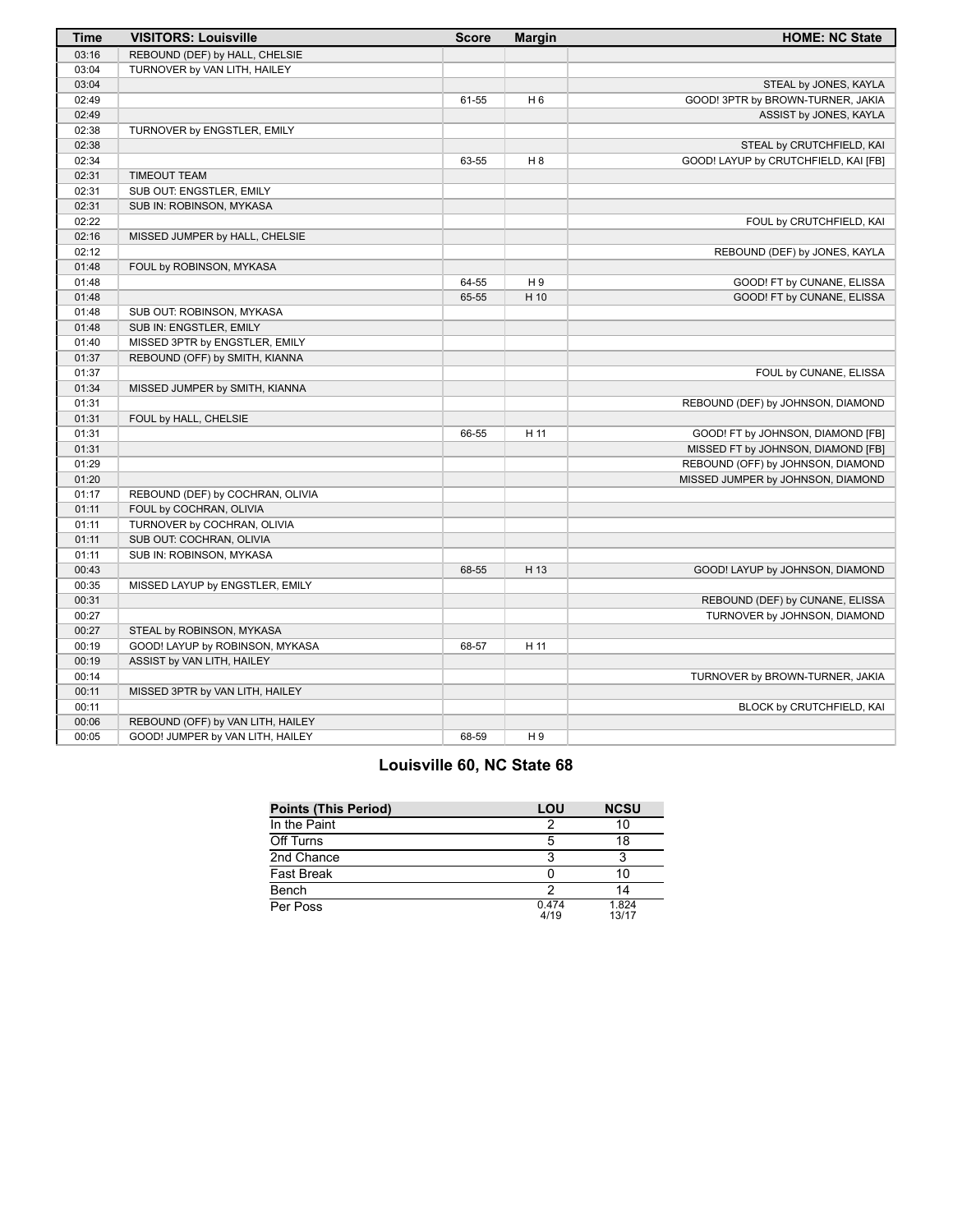| Time | VISITORS: Louisville | Score | Margin | HOME: NC State |
|---|---|---|---|---|
| 03:16 | REBOUND (DEF) by HALL, CHELSIE | | | |
| 03:04 | TURNOVER by VAN LITH, HAILEY | | | |
| 03:04 | | | | STEAL by JONES, KAYLA |
| 02:49 | | 61-55 | H 6 | GOOD! 3PTR by BROWN-TURNER, JAKIA |
| 02:49 | | | | ASSIST by JONES, KAYLA |
| 02:38 | TURNOVER by ENGSTLER, EMILY | | | |
| 02:38 | | | | STEAL by CRUTCHFIELD, KAI |
| 02:34 | | 63-55 | H 8 | GOOD! LAYUP by CRUTCHFIELD, KAI [FB] |
| 02:31 | TIMEOUT TEAM | | | |
| 02:31 | SUB OUT: ENGSTLER, EMILY | | | |
| 02:31 | SUB IN: ROBINSON, MYKASA | | | |
| 02:22 | | | | FOUL by CRUTCHFIELD, KAI |
| 02:16 | MISSED JUMPER by HALL, CHELSIE | | | |
| 02:12 | | | | REBOUND (DEF) by JONES, KAYLA |
| 01:48 | FOUL by ROBINSON, MYKASA | | | |
| 01:48 | | 64-55 | H 9 | GOOD! FT by CUNANE, ELISSA |
| 01:48 | | 65-55 | H 10 | GOOD! FT by CUNANE, ELISSA |
| 01:48 | SUB OUT: ROBINSON, MYKASA | | | |
| 01:48 | SUB IN: ENGSTLER, EMILY | | | |
| 01:40 | MISSED 3PTR by ENGSTLER, EMILY | | | |
| 01:37 | REBOUND (OFF) by SMITH, KIANNA | | | |
| 01:37 | | | | FOUL by CUNANE, ELISSA |
| 01:34 | MISSED JUMPER by SMITH, KIANNA | | | |
| 01:31 | | | | REBOUND (DEF) by JOHNSON, DIAMOND |
| 01:31 | FOUL by HALL, CHELSIE | | | |
| 01:31 | | 66-55 | H 11 | GOOD! FT by JOHNSON, DIAMOND [FB] |
| 01:31 | | | | MISSED FT by JOHNSON, DIAMOND [FB] |
| 01:29 | | | | REBOUND (OFF) by JOHNSON, DIAMOND |
| 01:20 | | | | MISSED JUMPER by JOHNSON, DIAMOND |
| 01:17 | REBOUND (DEF) by COCHRAN, OLIVIA | | | |
| 01:11 | FOUL by COCHRAN, OLIVIA | | | |
| 01:11 | TURNOVER by COCHRAN, OLIVIA | | | |
| 01:11 | SUB OUT: COCHRAN, OLIVIA | | | |
| 01:11 | SUB IN: ROBINSON, MYKASA | | | |
| 00:43 | | 68-55 | H 13 | GOOD! LAYUP by JOHNSON, DIAMOND |
| 00:35 | MISSED LAYUP by ENGSTLER, EMILY | | | |
| 00:31 | | | | REBOUND (DEF) by CUNANE, ELISSA |
| 00:27 | | | | TURNOVER by JOHNSON, DIAMOND |
| 00:27 | STEAL by ROBINSON, MYKASA | | | |
| 00:19 | GOOD! LAYUP by ROBINSON, MYKASA | 68-57 | H 11 | |
| 00:19 | ASSIST by VAN LITH, HAILEY | | | |
| 00:14 | | | | TURNOVER by BROWN-TURNER, JAKIA |
| 00:11 | MISSED 3PTR by VAN LITH, HAILEY | | | |
| 00:11 | | | | BLOCK by CRUTCHFIELD, KAI |
| 00:06 | REBOUND (OFF) by VAN LITH, HAILEY | | | |
| 00:05 | GOOD! JUMPER by VAN LITH, HAILEY | 68-59 | H 9 | |

## Louisville 60, NC State 68

| Points (This Period) | LOU | NCSU |
|---|---|---|
| In the Paint | 2 | 10 |
| Off Turns | 5 | 18 |
| 2nd Chance | 3 | 3 |
| Fast Break | 0 | 10 |
| Bench | 2 | 14 |
| Per Poss | 0.474 4/19 | 1.824 13/17 |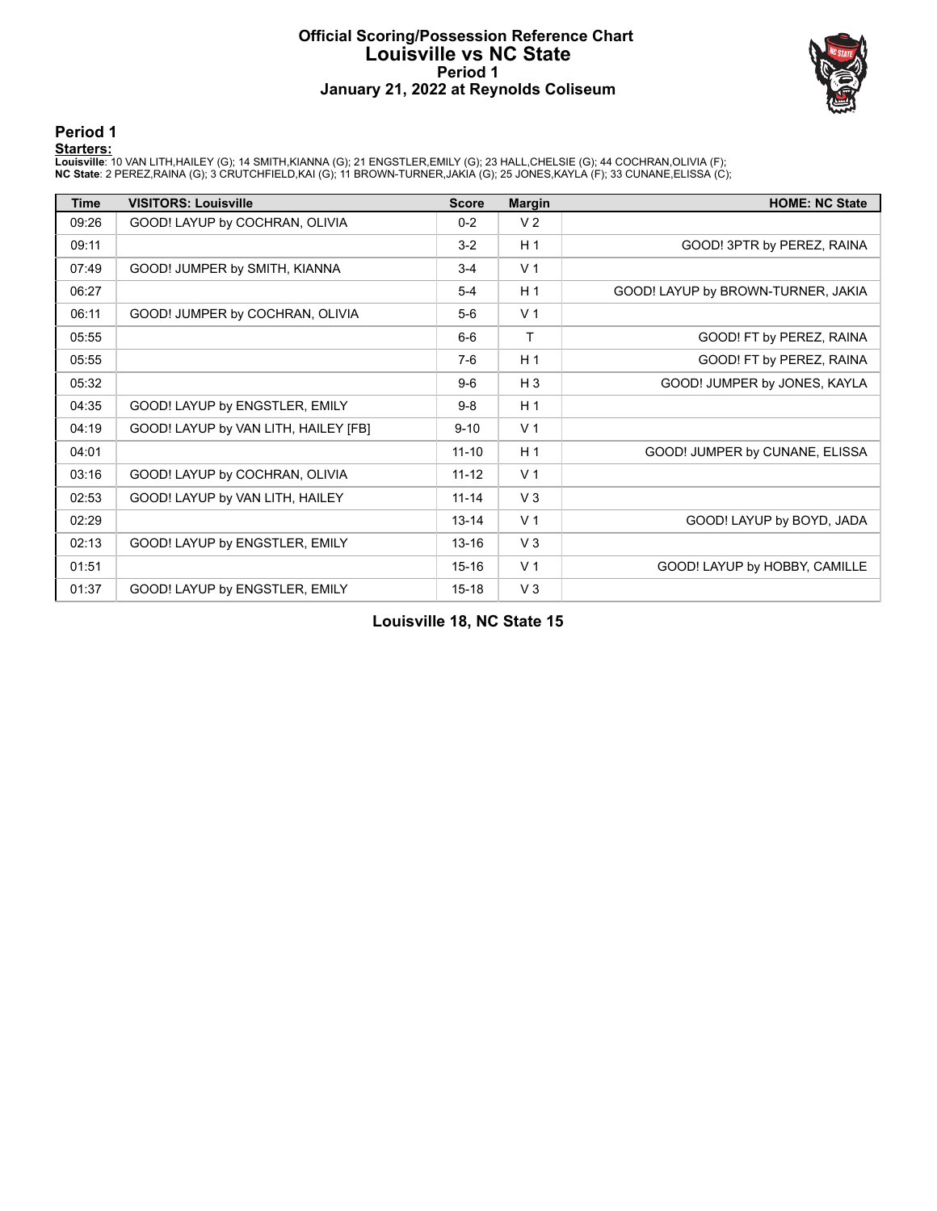# Official Scoring/Possession Reference Chart
## Louisville vs NC State
### Period 1
### January 21, 2022 at Reynolds Coliseum

## Period 1

**Starters:**

**Louisville**: 10 VAN LITH,HAILEY (G); 14 SMITH,KIANNA (G); 21 ENGSTLER,EMILY (G); 23 HALL,CHELSIE (G); 44 COCHRAN,OLIVIA (F);
**NC State**: 2 PEREZ,RAINA (G); 3 CRUTCHFIELD,KAI (G); 11 BROWN-TURNER,JAKIA (G); 25 JONES,KAYLA (F); 33 CUNANE,ELISSA (C);

| Time | VISITORS: Louisville | Score | Margin | HOME: NC State |
|---|---|---|---|---|
| 09:26 | GOOD! LAYUP by COCHRAN, OLIVIA | 0-2 | V 2 | |
| 09:11 | | 3-2 | H 1 | GOOD! 3PTR by PEREZ, RAINA |
| 07:49 | GOOD! JUMPER by SMITH, KIANNA | 3-4 | V 1 | |
| 06:27 | | 5-4 | H 1 | GOOD! LAYUP by BROWN-TURNER, JAKIA |
| 06:11 | GOOD! JUMPER by COCHRAN, OLIVIA | 5-6 | V 1 | |
| 05:55 | | 6-6 | T | GOOD! FT by PEREZ, RAINA |
| 05:55 | | 7-6 | H 1 | GOOD! FT by PEREZ, RAINA |
| 05:32 | | 9-6 | H 3 | GOOD! JUMPER by JONES, KAYLA |
| 04:35 | GOOD! LAYUP by ENGSTLER, EMILY | 9-8 | H 1 | |
| 04:19 | GOOD! LAYUP by VAN LITH, HAILEY [FB] | 9-10 | V 1 | |
| 04:01 | | 11-10 | H 1 | GOOD! JUMPER by CUNANE, ELISSA |
| 03:16 | GOOD! LAYUP by COCHRAN, OLIVIA | 11-12 | V 1 | |
| 02:53 | GOOD! LAYUP by VAN LITH, HAILEY | 11-14 | V 3 | |
| 02:29 | | 13-14 | V 1 | GOOD! LAYUP by BOYD, JADA |
| 02:13 | GOOD! LAYUP by ENGSTLER, EMILY | 13-16 | V 3 | |
| 01:51 | | 15-16 | V 1 | GOOD! LAYUP by HOBBY, CAMILLE |
| 01:37 | GOOD! LAYUP by ENGSTLER, EMILY | 15-18 | V 3 | |

**Louisville 18, NC State 15**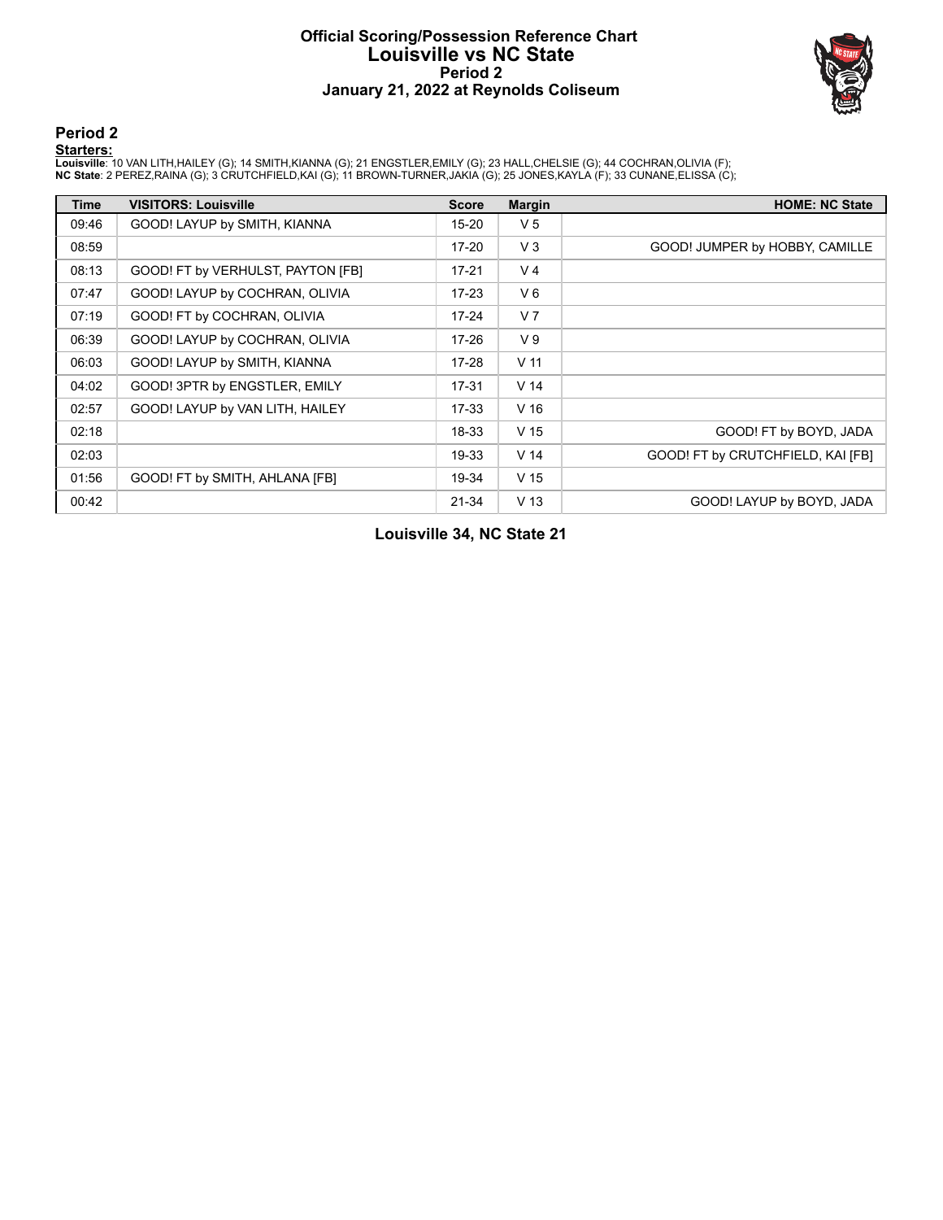# Official Scoring/Possession Reference Chart
# Louisville vs NC State
## Period 2
## January 21, 2022 at Reynolds Coliseum

### Period 2

**Starters:**

**Louisville**: 10 VAN LITH,HAILEY (G); 14 SMITH,KIANNA (G); 21 ENGSTLER,EMILY (G); 23 HALL,CHELSIE (G); 44 COCHRAN,OLIVIA (F);
**NC State**: 2 PEREZ,RAINA (G); 3 CRUTCHFIELD,KAI (G); 11 BROWN-TURNER,JAKIA (G); 25 JONES,KAYLA (F); 33 CUNANE,ELISSA (C);

| Time | VISITORS: Louisville | Score | Margin | HOME: NC State |
|---|---|---|---|---|
| 09:46 | GOOD! LAYUP by SMITH, KIANNA | 15-20 | V 5 | |
| 08:59 | | 17-20 | V 3 | GOOD! JUMPER by HOBBY, CAMILLE |
| 08:13 | GOOD! FT by VERHULST, PAYTON [FB] | 17-21 | V 4 | |
| 07:47 | GOOD! LAYUP by COCHRAN, OLIVIA | 17-23 | V 6 | |
| 07:19 | GOOD! FT by COCHRAN, OLIVIA | 17-24 | V 7 | |
| 06:39 | GOOD! LAYUP by COCHRAN, OLIVIA | 17-26 | V 9 | |
| 06:03 | GOOD! LAYUP by SMITH, KIANNA | 17-28 | V 11 | |
| 04:02 | GOOD! 3PTR by ENGSTLER, EMILY | 17-31 | V 14 | |
| 02:57 | GOOD! LAYUP by VAN LITH, HAILEY | 17-33 | V 16 | |
| 02:18 | | 18-33 | V 15 | GOOD! FT by BOYD, JADA |
| 02:03 | | 19-33 | V 14 | GOOD! FT by CRUTCHFIELD, KAI [FB] |
| 01:56 | GOOD! FT by SMITH, AHLANA [FB] | 19-34 | V 15 | |
| 00:42 | | 21-34 | V 13 | GOOD! LAYUP by BOYD, JADA |

**Louisville 34, NC State 21**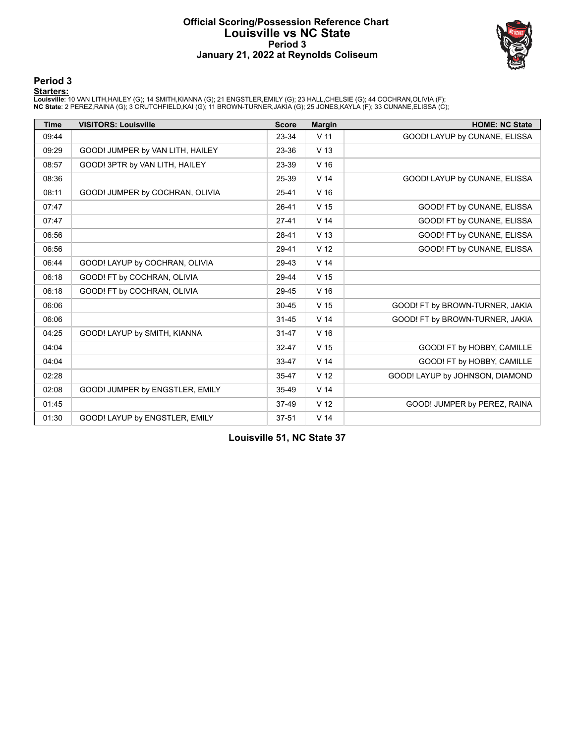# Official Scoring/Possession Reference Chart
# Louisville vs NC State
## Period 3
## January 21, 2022 at Reynolds Coliseum

### Period 3

**Starters:**

**Louisville**: 10 VAN LITH,HAILEY (G); 14 SMITH,KIANNA (G); 21 ENGSTLER,EMILY (G); 23 HALL,CHELSIE (G); 44 COCHRAN,OLIVIA (F);
**NC State**: 2 PEREZ,RAINA (G); 3 CRUTCHFIELD,KAI (G); 11 BROWN-TURNER,JAKIA (G); 25 JONES,KAYLA (F); 33 CUNANE,ELISSA (C);

| Time | VISITORS: Louisville | Score | Margin | HOME: NC State |
|---|---|---|---|---|
| 09:44 | | 23-34 | V 11 | GOOD! LAYUP by CUNANE, ELISSA |
| 09:29 | GOOD! JUMPER by VAN LITH, HAILEY | 23-36 | V 13 | |
| 08:57 | GOOD! 3PTR by VAN LITH, HAILEY | 23-39 | V 16 | |
| 08:36 | | 25-39 | V 14 | GOOD! LAYUP by CUNANE, ELISSA |
| 08:11 | GOOD! JUMPER by COCHRAN, OLIVIA | 25-41 | V 16 | |
| 07:47 | | 26-41 | V 15 | GOOD! FT by CUNANE, ELISSA |
| 07:47 | | 27-41 | V 14 | GOOD! FT by CUNANE, ELISSA |
| 06:56 | | 28-41 | V 13 | GOOD! FT by CUNANE, ELISSA |
| 06:56 | | 29-41 | V 12 | GOOD! FT by CUNANE, ELISSA |
| 06:44 | GOOD! LAYUP by COCHRAN, OLIVIA | 29-43 | V 14 | |
| 06:18 | GOOD! FT by COCHRAN, OLIVIA | 29-44 | V 15 | |
| 06:18 | GOOD! FT by COCHRAN, OLIVIA | 29-45 | V 16 | |
| 06:06 | | 30-45 | V 15 | GOOD! FT by BROWN-TURNER, JAKIA |
| 06:06 | | 31-45 | V 14 | GOOD! FT by BROWN-TURNER, JAKIA |
| 04:25 | GOOD! LAYUP by SMITH, KIANNA | 31-47 | V 16 | |
| 04:04 | | 32-47 | V 15 | GOOD! FT by HOBBY, CAMILLE |
| 04:04 | | 33-47 | V 14 | GOOD! FT by HOBBY, CAMILLE |
| 02:28 | | 35-47 | V 12 | GOOD! LAYUP by JOHNSON, DIAMOND |
| 02:08 | GOOD! JUMPER by ENGSTLER, EMILY | 35-49 | V 14 | |
| 01:45 | | 37-49 | V 12 | GOOD! JUMPER by PEREZ, RAINA |
| 01:30 | GOOD! LAYUP by ENGSTLER, EMILY | 37-51 | V 14 | |

**Louisville 51, NC State 37**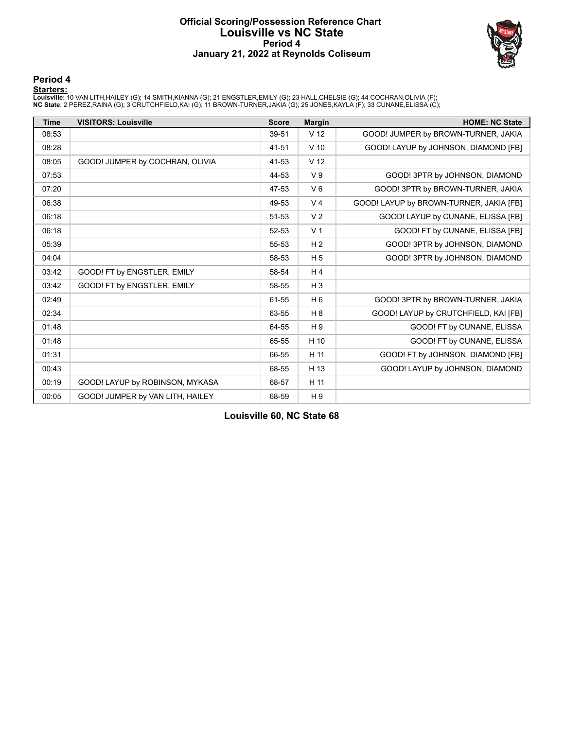# Official Scoring/Possession Reference Chart
## Louisville vs NC State
### Period 4
### January 21, 2022 at Reynolds Coliseum

## Period 4

**Starters:**

**Louisville**: 10 VAN LITH,HAILEY (G); 14 SMITH,KIANNA (G); 21 ENGSTLER,EMILY (G); 23 HALL,CHELSIE (G); 44 COCHRAN,OLIVIA (F);
**NC State**: 2 PEREZ,RAINA (G); 3 CRUTCHFIELD,KAI (G); 11 BROWN-TURNER,JAKIA (G); 25 JONES,KAYLA (F); 33 CUNANE,ELISSA (C);

| Time | VISITORS: Louisville | Score | Margin | HOME: NC State |
|---|---|---|---|---|
| 08:53 | | 39-51 | V 12 | GOOD! JUMPER by BROWN-TURNER, JAKIA |
| 08:28 | | 41-51 | V 10 | GOOD! LAYUP by JOHNSON, DIAMOND [FB] |
| 08:05 | GOOD! JUMPER by COCHRAN, OLIVIA | 41-53 | V 12 | |
| 07:53 | | 44-53 | V 9 | GOOD! 3PTR by JOHNSON, DIAMOND |
| 07:20 | | 47-53 | V 6 | GOOD! 3PTR by BROWN-TURNER, JAKIA |
| 06:38 | | 49-53 | V 4 | GOOD! LAYUP by BROWN-TURNER, JAKIA [FB] |
| 06:18 | | 51-53 | V 2 | GOOD! LAYUP by CUNANE, ELISSA [FB] |
| 06:18 | | 52-53 | V 1 | GOOD! FT by CUNANE, ELISSA [FB] |
| 05:39 | | 55-53 | H 2 | GOOD! 3PTR by JOHNSON, DIAMOND |
| 04:04 | | 58-53 | H 5 | GOOD! 3PTR by JOHNSON, DIAMOND |
| 03:42 | GOOD! FT by ENGSTLER, EMILY | 58-54 | H 4 | |
| 03:42 | GOOD! FT by ENGSTLER, EMILY | 58-55 | H 3 | |
| 02:49 | | 61-55 | H 6 | GOOD! 3PTR by BROWN-TURNER, JAKIA |
| 02:34 | | 63-55 | H 8 | GOOD! LAYUP by CRUTCHFIELD, KAI [FB] |
| 01:48 | | 64-55 | H 9 | GOOD! FT by CUNANE, ELISSA |
| 01:48 | | 65-55 | H 10 | GOOD! FT by CUNANE, ELISSA |
| 01:31 | | 66-55 | H 11 | GOOD! FT by JOHNSON, DIAMOND [FB] |
| 00:43 | | 68-55 | H 13 | GOOD! LAYUP by JOHNSON, DIAMOND |
| 00:19 | GOOD! LAYUP by ROBINSON, MYKASA | 68-57 | H 11 | |
| 00:05 | GOOD! JUMPER by VAN LITH, HAILEY | 68-59 | H 9 | |

**Louisville 60, NC State 68**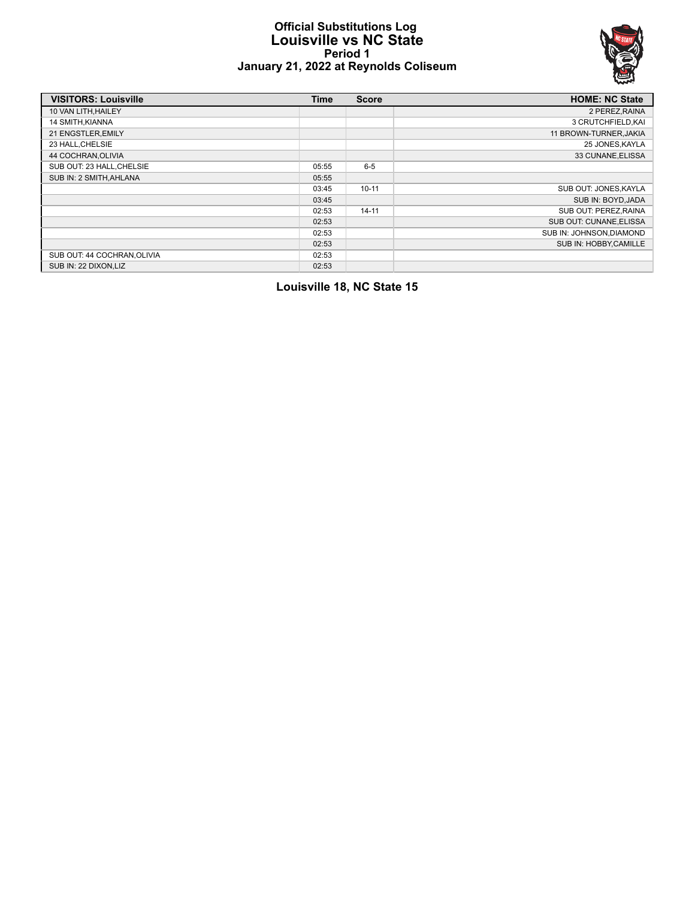# Official Substitutions Log
## Louisville vs NC State
### Period 1
### January 21, 2022 at Reynolds Coliseum

| VISITORS: Louisville | Time | Score | HOME: NC State |
|---|---|---|---|
| 10 VAN LITH,HAILEY | | | 2 PEREZ,RAINA |
| 14 SMITH,KIANNA | | | 3 CRUTCHFIELD,KAI |
| 21 ENGSTLER,EMILY | | | 11 BROWN-TURNER,JAKIA |
| 23 HALL,CHELSIE | | | 25 JONES,KAYLA |
| 44 COCHRAN,OLIVIA | | | 33 CUNANE,ELISSA |
| SUB OUT: 23 HALL,CHELSIE | 05:55 | 6-5 | |
| SUB IN: 2 SMITH,AHLANA | 05:55 | | |
| | 03:45 | 10-11 | SUB OUT: JONES,KAYLA |
| | 03:45 | | SUB IN: BOYD,JADA |
| | 02:53 | 14-11 | SUB OUT: PEREZ,RAINA |
| | 02:53 | | SUB OUT: CUNANE,ELISSA |
| | 02:53 | | SUB IN: JOHNSON,DIAMOND |
| | 02:53 | | SUB IN: HOBBY,CAMILLE |
| SUB OUT: 44 COCHRAN,OLIVIA | 02:53 | | |
| SUB IN: 22 DIXON,LIZ | 02:53 | | |

**Louisville 18, NC State 15**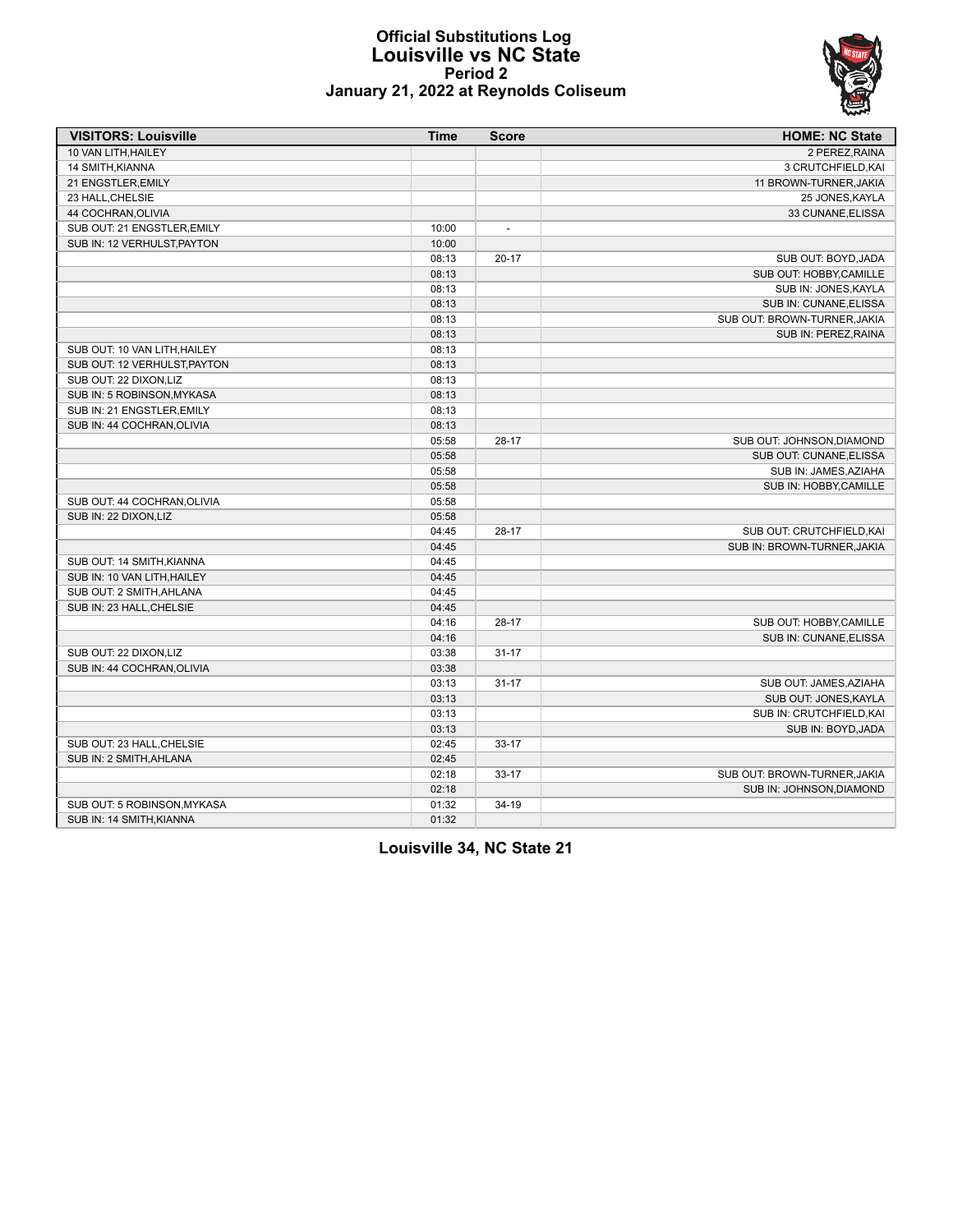# Official Substitutions Log
## Louisville vs NC State
### Period 2
### January 21, 2022 at Reynolds Coliseum

| VISITORS: Louisville | Time | Score | HOME: NC State |
|---|---|---|---|
| 10 VAN LITH,HAILEY | | | 2 PEREZ,RAINA |
| 14 SMITH,KIANNA | | | 3 CRUTCHFIELD,KAI |
| 21 ENGSTLER,EMILY | | | 11 BROWN-TURNER,JAKIA |
| 23 HALL,CHELSIE | | | 25 JONES,KAYLA |
| 44 COCHRAN,OLIVIA | | | 33 CUNANE,ELISSA |
| SUB OUT: 21 ENGSTLER,EMILY | 10:00 | - | |
| SUB IN: 12 VERHULST,PAYTON | 10:00 | | |
| | 08:13 | 20-17 | SUB OUT: BOYD,JADA |
| | 08:13 | | SUB OUT: HOBBY,CAMILLE |
| | 08:13 | | SUB IN: JONES,KAYLA |
| | 08:13 | | SUB IN: CUNANE,ELISSA |
| | 08:13 | | SUB OUT: BROWN-TURNER,JAKIA |
| | 08:13 | | SUB IN: PEREZ,RAINA |
| SUB OUT: 10 VAN LITH,HAILEY | 08:13 | | |
| SUB OUT: 12 VERHULST,PAYTON | 08:13 | | |
| SUB OUT: 22 DIXON,LIZ | 08:13 | | |
| SUB IN: 5 ROBINSON,MYKASA | 08:13 | | |
| SUB IN: 21 ENGSTLER,EMILY | 08:13 | | |
| SUB IN: 44 COCHRAN,OLIVIA | 08:13 | | |
| | 05:58 | 28-17 | SUB OUT: JOHNSON,DIAMOND |
| | 05:58 | | SUB OUT: CUNANE,ELISSA |
| | 05:58 | | SUB IN: JAMES,AZIAHA |
| | 05:58 | | SUB IN: HOBBY,CAMILLE |
| SUB OUT: 44 COCHRAN,OLIVIA | 05:58 | | |
| SUB IN: 22 DIXON,LIZ | 05:58 | | |
| | 04:45 | 28-17 | SUB OUT: CRUTCHFIELD,KAI |
| | 04:45 | | SUB IN: BROWN-TURNER,JAKIA |
| SUB OUT: 14 SMITH,KIANNA | 04:45 | | |
| SUB IN: 10 VAN LITH,HAILEY | 04:45 | | |
| SUB OUT: 2 SMITH,AHLANA | 04:45 | | |
| SUB IN: 23 HALL,CHELSIE | 04:45 | | |
| | 04:16 | 28-17 | SUB OUT: HOBBY,CAMILLE |
| | 04:16 | | SUB IN: CUNANE,ELISSA |
| SUB OUT: 22 DIXON,LIZ | 03:38 | 31-17 | |
| SUB IN: 44 COCHRAN,OLIVIA | 03:38 | | |
| | 03:13 | 31-17 | SUB OUT: JAMES,AZIAHA |
| | 03:13 | | SUB OUT: JONES,KAYLA |
| | 03:13 | | SUB IN: CRUTCHFIELD,KAI |
| | 03:13 | | SUB IN: BOYD,JADA |
| SUB OUT: 23 HALL,CHELSIE | 02:45 | 33-17 | |
| SUB IN: 2 SMITH,AHLANA | 02:45 | | |
| | 02:18 | 33-17 | SUB OUT: BROWN-TURNER,JAKIA |
| | 02:18 | | SUB IN: JOHNSON,DIAMOND |
| SUB OUT: 5 ROBINSON,MYKASA | 01:32 | 34-19 | |
| SUB IN: 14 SMITH,KIANNA | 01:32 | | |

**Louisville 34, NC State 21**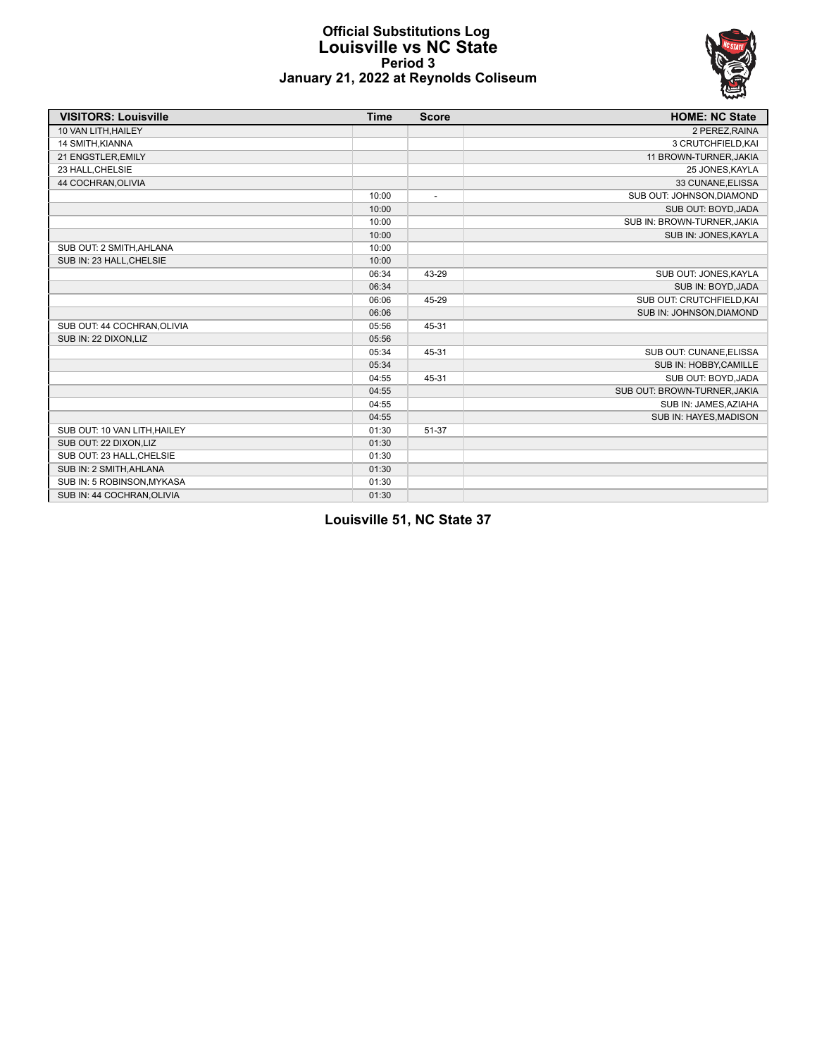# Official Substitutions Log
## Louisville vs NC State
### Period 3
### January 21, 2022 at Reynolds Coliseum

| VISITORS: Louisville | Time | Score | HOME: NC State |
|---|---|---|---|
| 10 VAN LITH,HAILEY | | | 2 PEREZ,RAINA |
| 14 SMITH,KIANNA | | | 3 CRUTCHFIELD,KAI |
| 21 ENGSTLER,EMILY | | | 11 BROWN-TURNER,JAKIA |
| 23 HALL,CHELSIE | | | 25 JONES,KAYLA |
| 44 COCHRAN,OLIVIA | | | 33 CUNANE,ELISSA |
| | 10:00 | - | SUB OUT: JOHNSON,DIAMOND |
| | 10:00 | | SUB OUT: BOYD,JADA |
| | 10:00 | | SUB IN: BROWN-TURNER,JAKIA |
| | 10:00 | | SUB IN: JONES,KAYLA |
| SUB OUT: 2 SMITH,AHLANA | 10:00 | | |
| SUB IN: 23 HALL,CHELSIE | 10:00 | | |
| | 06:34 | 43-29 | SUB OUT: JONES,KAYLA |
| | 06:34 | | SUB IN: BOYD,JADA |
| | 06:06 | 45-29 | SUB OUT: CRUTCHFIELD,KAI |
| | 06:06 | | SUB IN: JOHNSON,DIAMOND |
| SUB OUT: 44 COCHRAN,OLIVIA | 05:56 | 45-31 | |
| SUB IN: 22 DIXON,LIZ | 05:56 | | |
| | 05:34 | 45-31 | SUB OUT: CUNANE,ELISSA |
| | 05:34 | | SUB IN: HOBBY,CAMILLE |
| | 04:55 | 45-31 | SUB OUT: BOYD,JADA |
| | 04:55 | | SUB OUT: BROWN-TURNER,JAKIA |
| | 04:55 | | SUB IN: JAMES,AZIAHA |
| | 04:55 | | SUB IN: HAYES,MADISON |
| SUB OUT: 10 VAN LITH,HAILEY | 01:30 | 51-37 | |
| SUB OUT: 22 DIXON,LIZ | 01:30 | | |
| SUB OUT: 23 HALL,CHELSIE | 01:30 | | |
| SUB IN: 2 SMITH,AHLANA | 01:30 | | |
| SUB IN: 5 ROBINSON,MYKASA | 01:30 | | |
| SUB IN: 44 COCHRAN,OLIVIA | 01:30 | | |

**Louisville 51, NC State 37**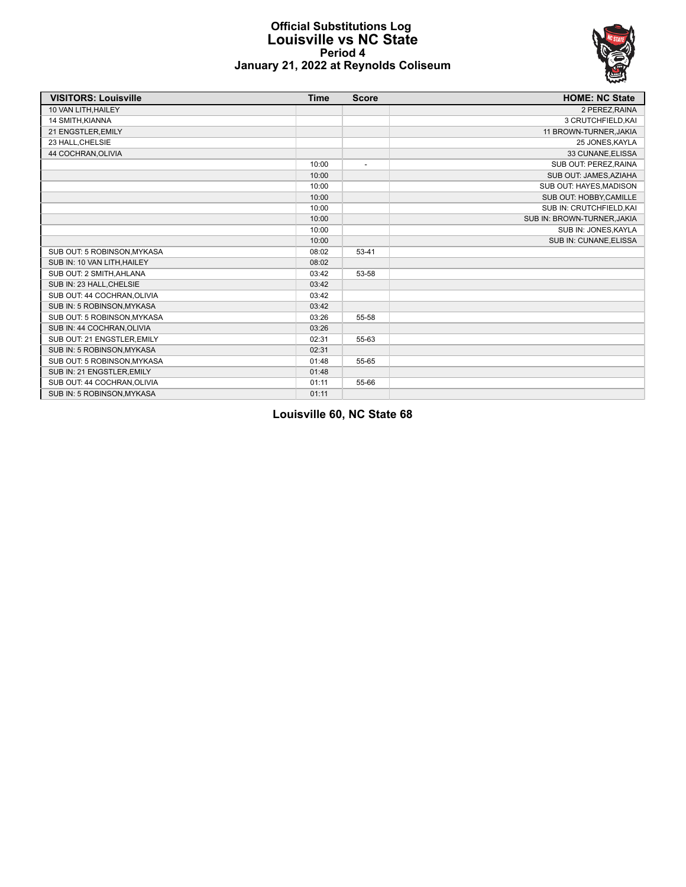# Official Substitutions Log
# Louisville vs NC State
## Period 4
## January 21, 2022 at Reynolds Coliseum

| VISITORS: Louisville | Time | Score | HOME: NC State |
|---|---|---|---|
| 10 VAN LITH,HAILEY | | | 2 PEREZ,RAINA |
| 14 SMITH,KIANNA | | | 3 CRUTCHFIELD,KAI |
| 21 ENGSTLER,EMILY | | | 11 BROWN-TURNER,JAKIA |
| 23 HALL,CHELSIE | | | 25 JONES,KAYLA |
| 44 COCHRAN,OLIVIA | | | 33 CUNANE,ELISSA |
| | 10:00 | - | SUB OUT: PEREZ,RAINA |
| | 10:00 | | SUB OUT: JAMES,AZIAHA |
| | 10:00 | | SUB OUT: HAYES,MADISON |
| | 10:00 | | SUB OUT: HOBBY,CAMILLE |
| | 10:00 | | SUB IN: CRUTCHFIELD,KAI |
| | 10:00 | | SUB IN: BROWN-TURNER,JAKIA |
| | 10:00 | | SUB IN: JONES,KAYLA |
| | 10:00 | | SUB IN: CUNANE,ELISSA |
| SUB OUT: 5 ROBINSON,MYKASA | 08:02 | 53-41 | |
| SUB IN: 10 VAN LITH,HAILEY | 08:02 | | |
| SUB OUT: 2 SMITH,AHLANA | 03:42 | 53-58 | |
| SUB IN: 23 HALL,CHELSIE | 03:42 | | |
| SUB OUT: 44 COCHRAN,OLIVIA | 03:42 | | |
| SUB IN: 5 ROBINSON,MYKASA | 03:42 | | |
| SUB OUT: 5 ROBINSON,MYKASA | 03:26 | 55-58 | |
| SUB IN: 44 COCHRAN,OLIVIA | 03:26 | | |
| SUB OUT: 21 ENGSTLER,EMILY | 02:31 | 55-63 | |
| SUB IN: 5 ROBINSON,MYKASA | 02:31 | | |
| SUB OUT: 5 ROBINSON,MYKASA | 01:48 | 55-65 | |
| SUB IN: 21 ENGSTLER,EMILY | 01:48 | | |
| SUB OUT: 44 COCHRAN,OLIVIA | 01:11 | 55-66 | |
| SUB IN: 5 ROBINSON,MYKASA | 01:11 | | |

**Louisville 60, NC State 68**